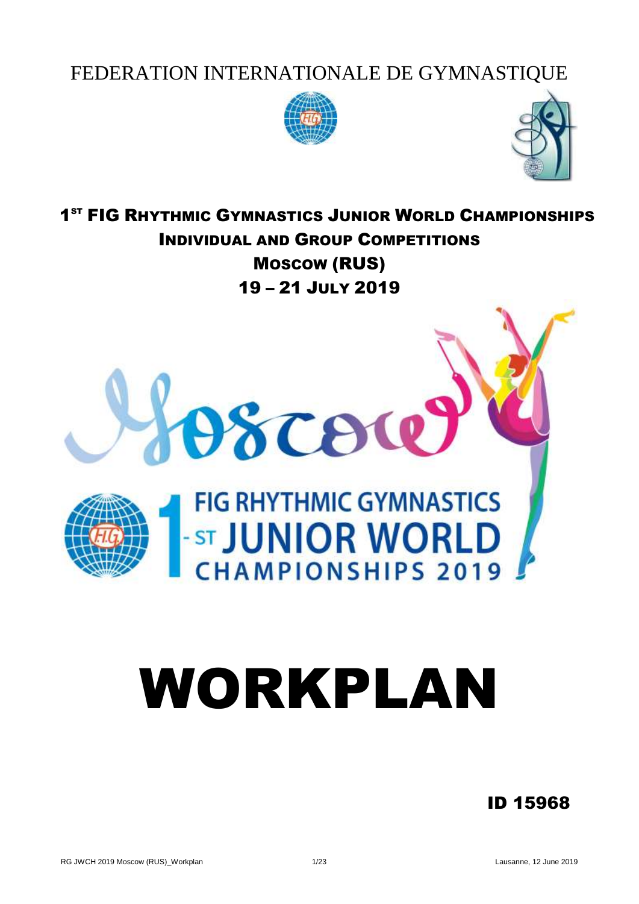# FEDERATION INTERNATIONALE DE GYMNASTIQUE

## 1[st] FIG Rhythmic Gymnastics Junior World Championships
## Individual and Group Competitions
## Moscow (RUS)
## 19 – 21 July 2019

Moscow

FIG RHYTHMIC GYMNASTICS 1-ST JUNIOR WORLD CHAMPIONSHIPS 2019

# WORKPLAN

**ID 15968**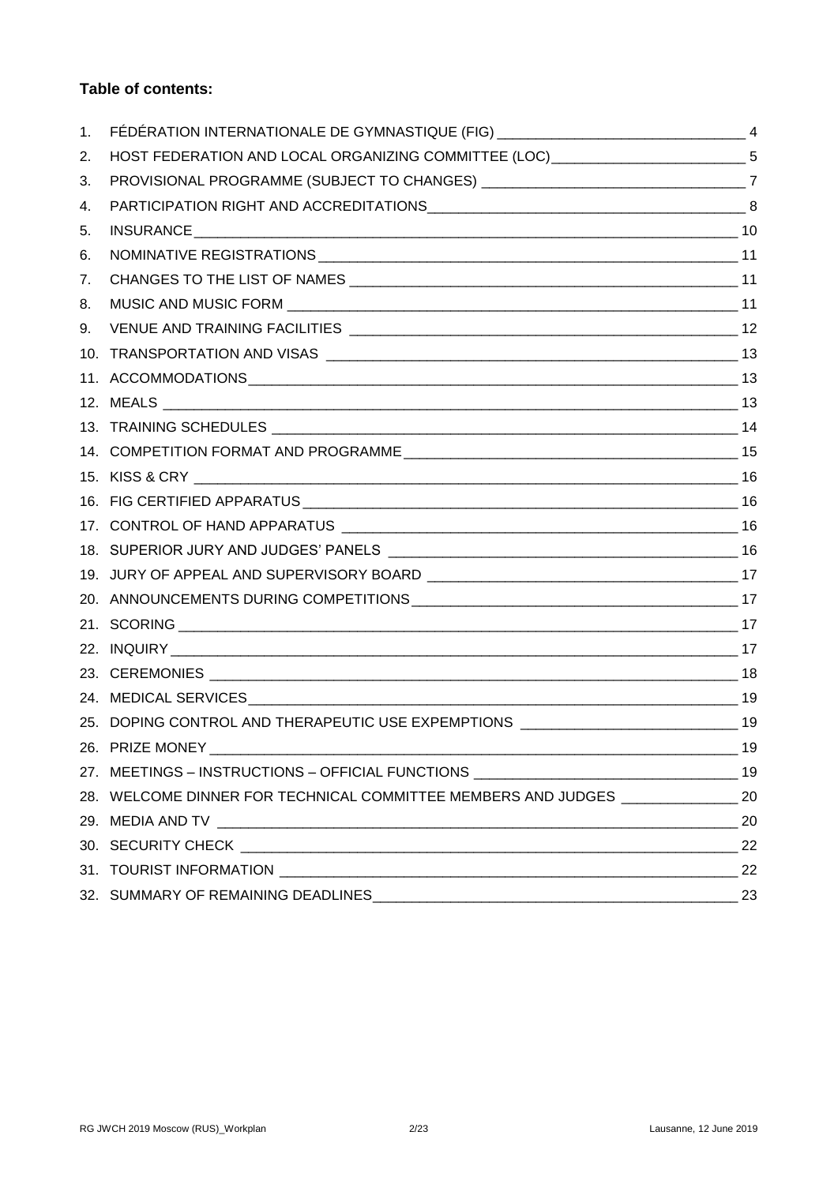**Table of contents:**

1. FÉDÉRATION INTERNATIONALE DE GYMNASTIQUE (FIG) ____ 4
2. HOST FEDERATION AND LOCAL ORGANIZING COMMITTEE (LOC) ____ 5
3. PROVISIONAL PROGRAMME (SUBJECT TO CHANGES) ____ 7
4. PARTICIPATION RIGHT AND ACCREDITATIONS ____ 8
5. INSURANCE ____ 10
6. NOMINATIVE REGISTRATIONS ____ 11
7. CHANGES TO THE LIST OF NAMES ____ 11
8. MUSIC AND MUSIC FORM ____ 11
9. VENUE AND TRAINING FACILITIES ____ 12
10. TRANSPORTATION AND VISAS ____ 13
11. ACCOMMODATIONS ____ 13
12. MEALS ____ 13
13. TRAINING SCHEDULES ____ 14
14. COMPETITION FORMAT AND PROGRAMME ____ 15
15. KISS & CRY ____ 16
16. FIG CERTIFIED APPARATUS ____ 16
17. CONTROL OF HAND APPARATUS ____ 16
18. SUPERIOR JURY AND JUDGES' PANELS ____ 16
19. JURY OF APPEAL AND SUPERVISORY BOARD ____ 17
20. ANNOUNCEMENTS DURING COMPETITIONS ____ 17
21. SCORING ____ 17
22. INQUIRY ____ 17
23. CEREMONIES ____ 18
24. MEDICAL SERVICES ____ 19
25. DOPING CONTROL AND THERAPEUTIC USE EXPEMPTIONS ____ 19
26. PRIZE MONEY ____ 19
27. MEETINGS – INSTRUCTIONS – OFFICIAL FUNCTIONS ____ 19
28. WELCOME DINNER FOR TECHNICAL COMMITTEE MEMBERS AND JUDGES ____ 20
29. MEDIA AND TV ____ 20
30. SECURITY CHECK ____ 22
31. TOURIST INFORMATION ____ 22
32. SUMMARY OF REMAINING DEADLINES ____ 23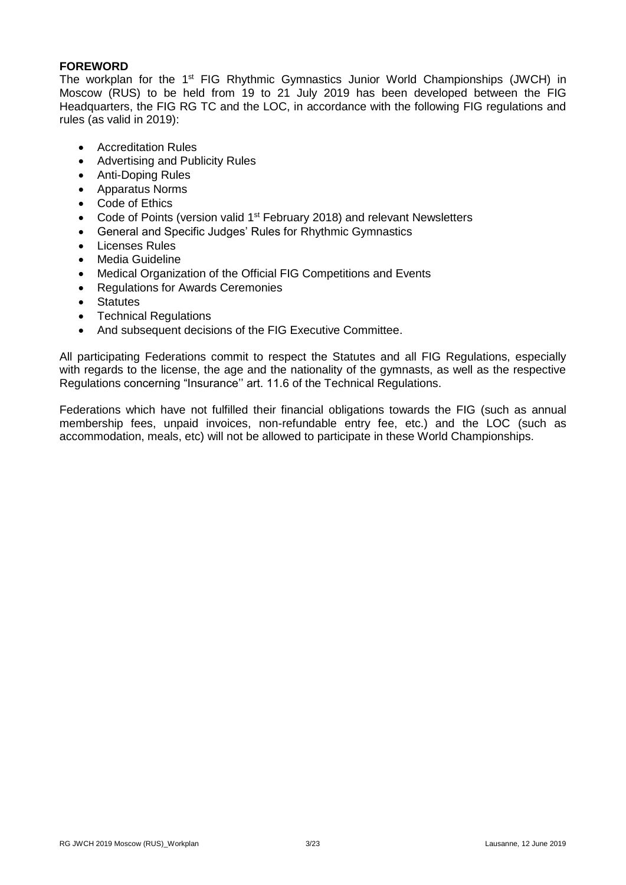**FOREWORD**

The workplan for the 1st FIG Rhythmic Gymnastics Junior World Championships (JWCH) in Moscow (RUS) to be held from 19 to 21 July 2019 has been developed between the FIG Headquarters, the FIG RG TC and the LOC, in accordance with the following FIG regulations and rules (as valid in 2019):

- Accreditation Rules
- Advertising and Publicity Rules
- Anti-Doping Rules
- Apparatus Norms
- Code of Ethics
- Code of Points (version valid 1st February 2018) and relevant Newsletters
- General and Specific Judges' Rules for Rhythmic Gymnastics
- Licenses Rules
- Media Guideline
- Medical Organization of the Official FIG Competitions and Events
- Regulations for Awards Ceremonies
- Statutes
- Technical Regulations
- And subsequent decisions of the FIG Executive Committee.

All participating Federations commit to respect the Statutes and all FIG Regulations, especially with regards to the license, the age and the nationality of the gymnasts, as well as the respective Regulations concerning "Insurance'' art. 11.6 of the Technical Regulations.

Federations which have not fulfilled their financial obligations towards the FIG (such as annual membership fees, unpaid invoices, non-refundable entry fee, etc.) and the LOC (such as accommodation, meals, etc) will not be allowed to participate in these World Championships.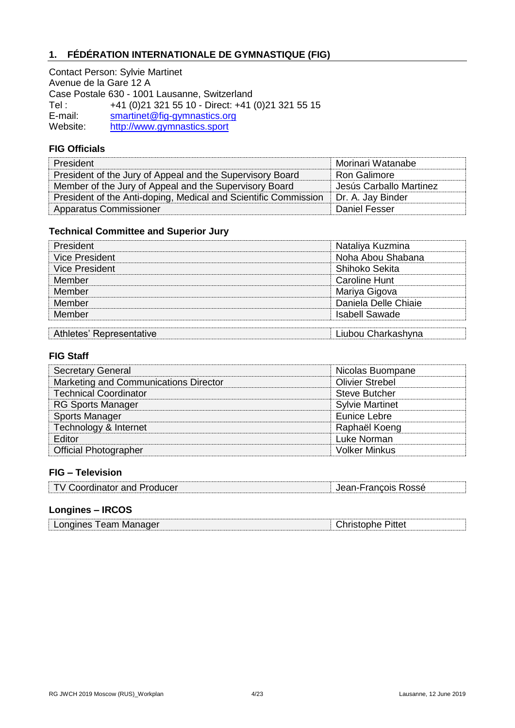## 1. FÉDÉRATION INTERNATIONALE DE GYMNASTIQUE (FIG)

Contact Person: Sylvie Martinet
Avenue de la Gare 12 A
Case Postale 630 - 1001 Lausanne, Switzerland
Tel : +41 (0)21 321 55 10 - Direct: +41 (0)21 321 55 15
E-mail: smartinet@fig-gymnastics.org
Website: http://www.gymnastics.sport

### FIG Officials

| | |
|---|---|
| President | Morinari Watanabe |
| President of the Jury of Appeal and the Supervisory Board | Ron Galimore |
| Member of the Jury of Appeal and the Supervisory Board | Jesús Carballo Martinez |
| President of the Anti-doping, Medical and Scientific Commission | Dr. A. Jay Binder |
| Apparatus Commissioner | Daniel Fesser |

### Technical Committee and Superior Jury

| | |
|---|---|
| President | Nataliya Kuzmina |
| Vice President | Noha Abou Shabana |
| Vice President | Shihoko Sekita |
| Member | Caroline Hunt |
| Member | Mariya Gigova |
| Member | Daniela Delle Chiaie |
| Member | Isabell Sawade |
| | |
| Athletes' Representative | Liubou Charkashyna |

### FIG Staff

| | |
|---|---|
| Secretary General | Nicolas Buompane |
| Marketing and Communications Director | Olivier Strebel |
| Technical Coordinator | Steve Butcher |
| RG Sports Manager | Sylvie Martinet |
| Sports Manager | Eunice Lebre |
| Technology & Internet | Raphaël Koeng |
| Editor | Luke Norman |
| Official Photographer | Volker Minkus |

### FIG – Television

| | |
|---|---|
| TV Coordinator and Producer | Jean-François Rossé |

### Longines – IRCOS

| | |
|---|---|
| Longines Team Manager | Christophe Pittet |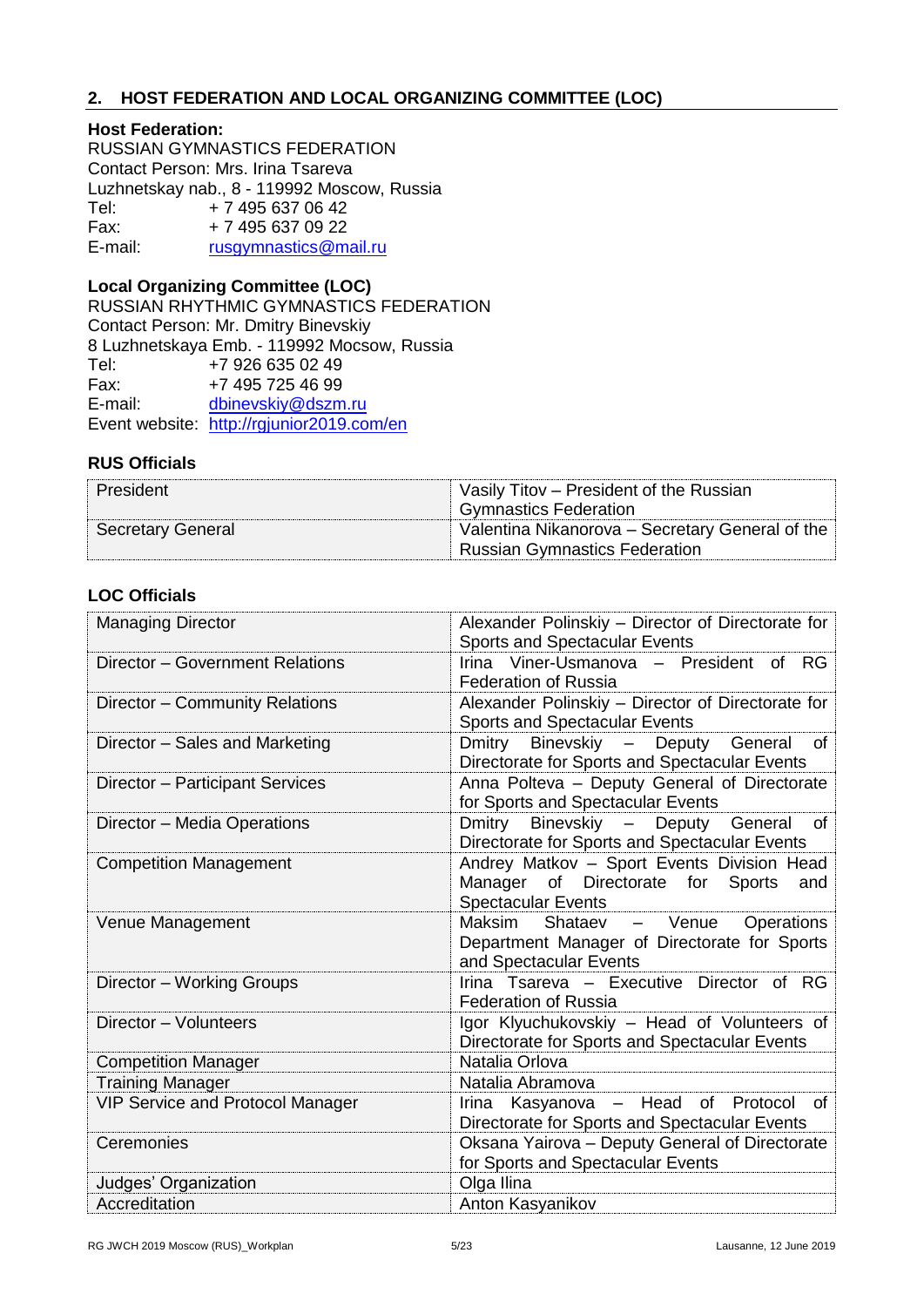## 2. HOST FEDERATION AND LOCAL ORGANIZING COMMITTEE (LOC)

**Host Federation:**

RUSSIAN GYMNASTICS FEDERATION
Contact Person: Mrs. Irina Tsareva
Luzhnetskay nab., 8 - 119992 Moscow, Russia
Tel: + 7 495 637 06 42
Fax: + 7 495 637 09 22
E-mail: rusgymnastics@mail.ru

**Local Organizing Committee (LOC)**

RUSSIAN RHYTHMIC GYMNASTICS FEDERATION
Contact Person: Mr. Dmitry Binevskiy
8 Luzhnetskaya Emb. - 119992 Mocsow, Russia
Tel: +7 926 635 02 49
Fax: +7 495 725 46 99
E-mail: dbinevskiy@dszm.ru
Event website: http://rgjunior2019.com/en

### RUS Officials

| | |
|---|---|
| President | Vasily Titov – President of the Russian Gymnastics Federation |
| Secretary General | Valentina Nikanorova – Secretary General of the Russian Gymnastics Federation |

### LOC Officials

| | |
|---|---|
| Managing Director | Alexander Polinskiy – Director of Directorate for Sports and Spectacular Events |
| Director – Government Relations | Irina Viner-Usmanova – President of RG Federation of Russia |
| Director – Community Relations | Alexander Polinskiy – Director of Directorate for Sports and Spectacular Events |
| Director – Sales and Marketing | Dmitry Binevskiy – Deputy General of Directorate for Sports and Spectacular Events |
| Director – Participant Services | Anna Polteva – Deputy General of Directorate for Sports and Spectacular Events |
| Director – Media Operations | Dmitry Binevskiy – Deputy General of Directorate for Sports and Spectacular Events |
| Competition Management | Andrey Matkov – Sport Events Division Head Manager of Directorate for Sports and Spectacular Events |
| Venue Management | Maksim Shataev – Venue Operations Department Manager of Directorate for Sports and Spectacular Events |
| Director – Working Groups | Irina Tsareva – Executive Director of RG Federation of Russia |
| Director – Volunteers | Igor Klyuchukovskiy – Head of Volunteers of Directorate for Sports and Spectacular Events |
| Competition Manager | Natalia Orlova |
| Training Manager | Natalia Abramova |
| VIP Service and Protocol Manager | Irina Kasyanova – Head of Protocol of Directorate for Sports and Spectacular Events |
| Ceremonies | Oksana Yairova – Deputy General of Directorate for Sports and Spectacular Events |
| Judges' Organization | Olga Ilina |
| Accreditation | Anton Kasyanikov |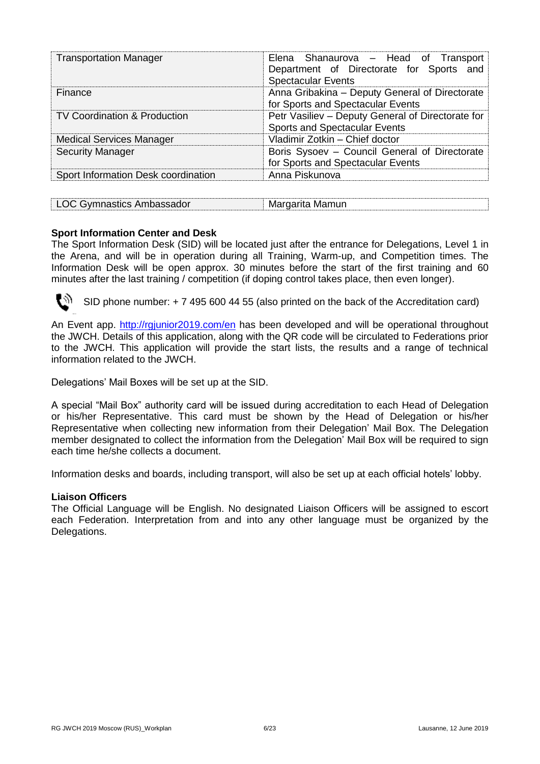| | |
|---|---|
| Transportation Manager | Elena Shanaurova – Head of Transport Department of Directorate for Sports and Spectacular Events |
| Finance | Anna Gribakina – Deputy General of Directorate for Sports and Spectacular Events |
| TV Coordination & Production | Petr Vasiliev – Deputy General of Directorate for Sports and Spectacular Events |
| Medical Services Manager | Vladimir Zotkin – Chief doctor |
| Security Manager | Boris Sysoev – Council General of Directorate for Sports and Spectacular Events |
| Sport Information Desk coordination | Anna Piskunova |

| | |
|---|---|
| LOC Gymnastics Ambassador | Margarita Mamun |

**Sport Information Center and Desk**

The Sport Information Desk (SID) will be located just after the entrance for Delegations, Level 1 in the Arena, and will be in operation during all Training, Warm-up, and Competition times. The Information Desk will be open approx. 30 minutes before the start of the first training and 60 minutes after the last training / competition (if doping control takes place, then even longer).

SID phone number: + 7 495 600 44 55 (also printed on the back of the Accreditation card)

An Event app. http://rgjunior2019.com/en has been developed and will be operational throughout the JWCH. Details of this application, along with the QR code will be circulated to Federations prior to the JWCH. This application will provide the start lists, the results and a range of technical information related to the JWCH.

Delegations' Mail Boxes will be set up at the SID.

A special "Mail Box" authority card will be issued during accreditation to each Head of Delegation or his/her Representative. This card must be shown by the Head of Delegation or his/her Representative when collecting new information from their Delegation' Mail Box. The Delegation member designated to collect the information from the Delegation' Mail Box will be required to sign each time he/she collects a document.

Information desks and boards, including transport, will also be set up at each official hotels' lobby.

**Liaison Officers**

The Official Language will be English. No designated Liaison Officers will be assigned to escort each Federation. Interpretation from and into any other language must be organized by the Delegations.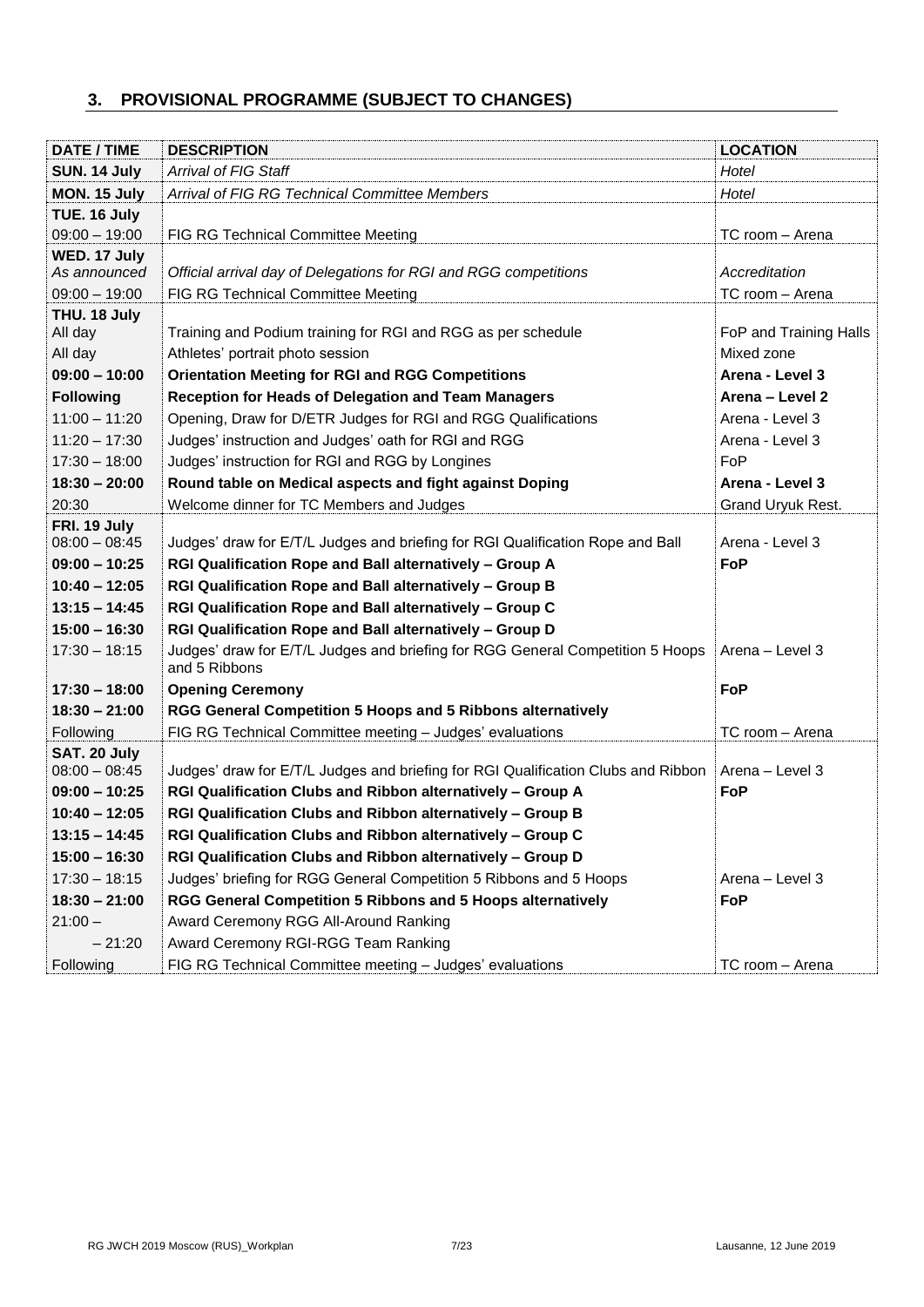## 3. PROVISIONAL PROGRAMME (SUBJECT TO CHANGES)

| DATE / TIME | DESCRIPTION | LOCATION |
|---|---|---|
| **SUN. 14 July** | *Arrival of FIG Staff* | *Hotel* |
| **MON. 15 July** | *Arrival of FIG RG Technical Committee Members* | *Hotel* |
| **TUE. 16 July** | | |
| 09:00 – 19:00 | FIG RG Technical Committee Meeting | TC room – Arena |
| **WED. 17 July** | | |
| *As announced* | *Official arrival day of Delegations for RGI and RGG competitions* | *Accreditation* |
| 09:00 – 19:00 | FIG RG Technical Committee Meeting | TC room – Arena |
| **THU. 18 July** | | |
| All day | Training and Podium training for RGI and RGG as per schedule | FoP and Training Halls |
| All day | Athletes' portrait photo session | Mixed zone |
| **09:00 – 10:00** | **Orientation Meeting for RGI and RGG Competitions** | **Arena - Level 3** |
| **Following** | **Reception for Heads of Delegation and Team Managers** | **Arena – Level 2** |
| 11:00 – 11:20 | Opening, Draw for D/ETR Judges for RGI and RGG Qualifications | Arena - Level 3 |
| 11:20 – 17:30 | Judges' instruction and Judges' oath for RGI and RGG | Arena - Level 3 |
| 17:30 – 18:00 | Judges' instruction for RGI and RGG by Longines | FoP |
| **18:30 – 20:00** | **Round table on Medical aspects and fight against Doping** | **Arena - Level 3** |
| 20:30 | Welcome dinner for TC Members and Judges | Grand Uryuk Rest. |
| **FRI. 19 July** | | |
| 08:00 – 08:45 | Judges' draw for E/T/L Judges and briefing for RGI Qualification Rope and Ball | Arena - Level 3 |
| **09:00 – 10:25** | **RGI Qualification Rope and Ball alternatively – Group A** | **FoP** |
| **10:40 – 12:05** | **RGI Qualification Rope and Ball alternatively – Group B** | |
| **13:15 – 14:45** | **RGI Qualification Rope and Ball alternatively – Group C** | |
| **15:00 – 16:30** | **RGI Qualification Rope and Ball alternatively – Group D** | |
| 17:30 – 18:15 | Judges' draw for E/T/L Judges and briefing for RGG General Competition 5 Hoops and 5 Ribbons | Arena – Level 3 |
| **17:30 – 18:00** | **Opening Ceremony** | **FoP** |
| **18:30 – 21:00** | **RGG General Competition 5 Hoops and 5 Ribbons alternatively** | |
| Following | FIG RG Technical Committee meeting – Judges' evaluations | TC room – Arena |
| **SAT. 20 July** | | |
| 08:00 – 08:45 | Judges' draw for E/T/L Judges and briefing for RGI Qualification Clubs and Ribbon | Arena – Level 3 |
| **09:00 – 10:25** | **RGI Qualification Clubs and Ribbon alternatively – Group A** | **FoP** |
| **10:40 – 12:05** | **RGI Qualification Clubs and Ribbon alternatively – Group B** | |
| **13:15 – 14:45** | **RGI Qualification Clubs and Ribbon alternatively – Group C** | |
| **15:00 – 16:30** | **RGI Qualification Clubs and Ribbon alternatively – Group D** | |
| 17:30 – 18:15 | Judges' briefing for RGG General Competition 5 Ribbons and 5 Hoops | Arena – Level 3 |
| **18:30 – 21:00** | **RGG General Competition 5 Ribbons and 5 Hoops alternatively** | **FoP** |
| 21:00 – | Award Ceremony RGG All-Around Ranking | |
| – 21:20 | Award Ceremony RGI-RGG Team Ranking | |
| Following | FIG RG Technical Committee meeting – Judges' evaluations | TC room – Arena |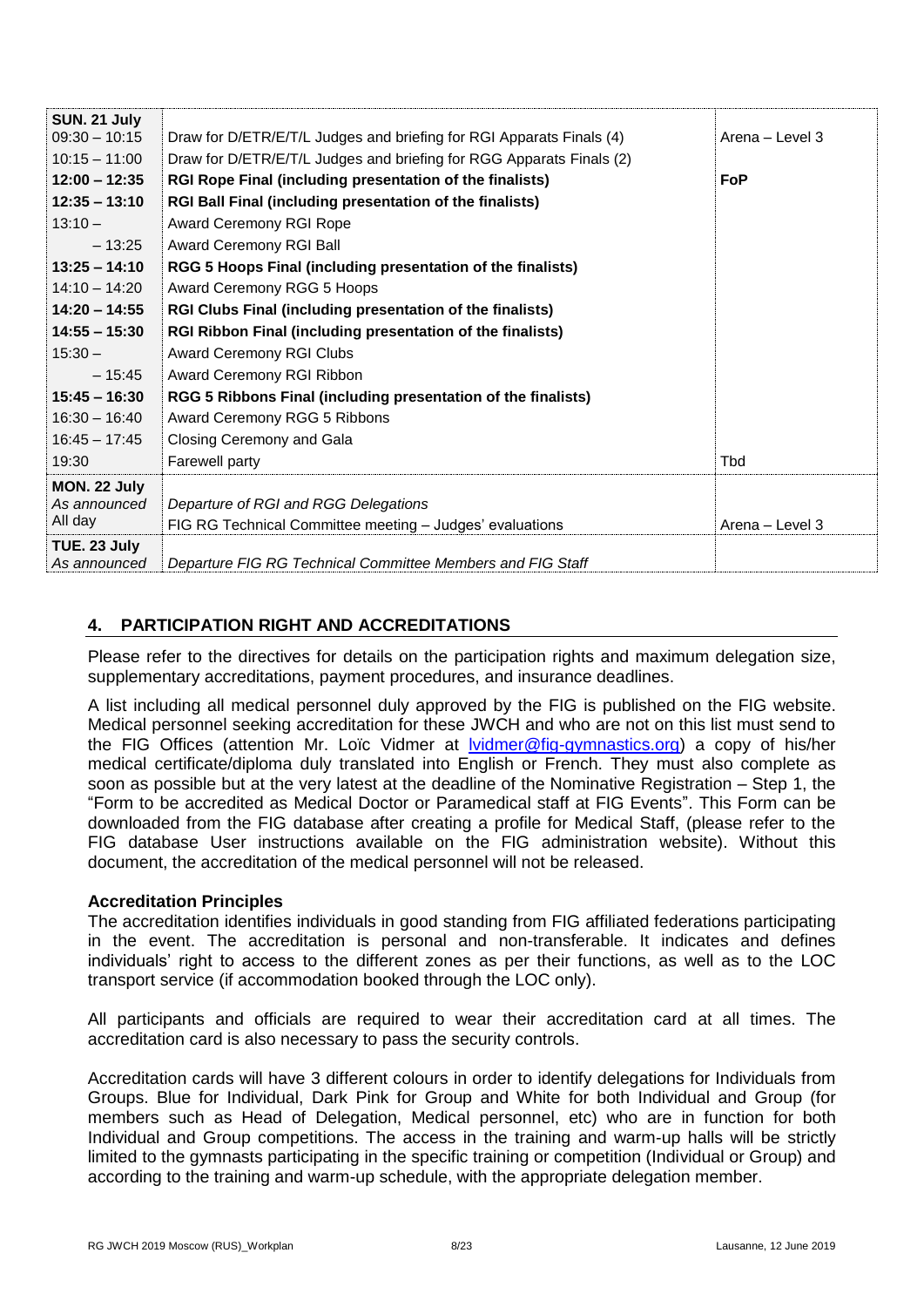| | | |
|---|---|---|
| **SUN. 21 July** | | |
| 09:30 – 10:15 | Draw for D/ETR/E/T/L Judges and briefing for RGI Apparats Finals (4) | Arena – Level 3 |
| 10:15 – 11:00 | Draw for D/ETR/E/T/L Judges and briefing for RGG Apparats Finals (2) | |
| **12:00 – 12:35** | **RGI Rope Final (including presentation of the finalists)** | **FoP** |
| **12:35 – 13:10** | **RGI Ball Final (including presentation of the finalists)** | |
| 13:10 – | Award Ceremony RGI Rope | |
| – 13:25 | Award Ceremony RGI Ball | |
| **13:25 – 14:10** | **RGG 5 Hoops Final (including presentation of the finalists)** | |
| 14:10 – 14:20 | Award Ceremony RGG 5 Hoops | |
| **14:20 – 14:55** | **RGI Clubs Final (including presentation of the finalists)** | |
| **14:55 – 15:30** | **RGI Ribbon Final (including presentation of the finalists)** | |
| 15:30 – | Award Ceremony RGI Clubs | |
| – 15:45 | Award Ceremony RGI Ribbon | |
| **15:45 – 16:30** | **RGG 5 Ribbons Final (including presentation of the finalists)** | |
| 16:30 – 16:40 | Award Ceremony RGG 5 Ribbons | |
| 16:45 – 17:45 | Closing Ceremony and Gala | |
| 19:30 | Farewell party | Tbd |
| **MON. 22 July** | | |
| *As announced* | *Departure of RGI and RGG Delegations* | |
| All day | FIG RG Technical Committee meeting – Judges' evaluations | Arena – Level 3 |
| **TUE. 23 July** | | |
| *As announced* | *Departure FIG RG Technical Committee Members and FIG Staff* | |

## 4. PARTICIPATION RIGHT AND ACCREDITATIONS

Please refer to the directives for details on the participation rights and maximum delegation size, supplementary accreditations, payment procedures, and insurance deadlines.

A list including all medical personnel duly approved by the FIG is published on the FIG website. Medical personnel seeking accreditation for these JWCH and who are not on this list must send to the FIG Offices (attention Mr. Loïc Vidmer at lvidmer@fig-gymnastics.org) a copy of his/her medical certificate/diploma duly translated into English or French. They must also complete as soon as possible but at the very latest at the deadline of the Nominative Registration – Step 1, the "Form to be accredited as Medical Doctor or Paramedical staff at FIG Events". This Form can be downloaded from the FIG database after creating a profile for Medical Staff, (please refer to the FIG database User instructions available on the FIG administration website). Without this document, the accreditation of the medical personnel will not be released.

**Accreditation Principles**

The accreditation identifies individuals in good standing from FIG affiliated federations participating in the event. The accreditation is personal and non-transferable. It indicates and defines individuals' right to access to the different zones as per their functions, as well as to the LOC transport service (if accommodation booked through the LOC only).

All participants and officials are required to wear their accreditation card at all times. The accreditation card is also necessary to pass the security controls.

Accreditation cards will have 3 different colours in order to identify delegations for Individuals from Groups. Blue for Individual, Dark Pink for Group and White for both Individual and Group (for members such as Head of Delegation, Medical personnel, etc) who are in function for both Individual and Group competitions. The access in the training and warm-up halls will be strictly limited to the gymnasts participating in the specific training or competition (Individual or Group) and according to the training and warm-up schedule, with the appropriate delegation member.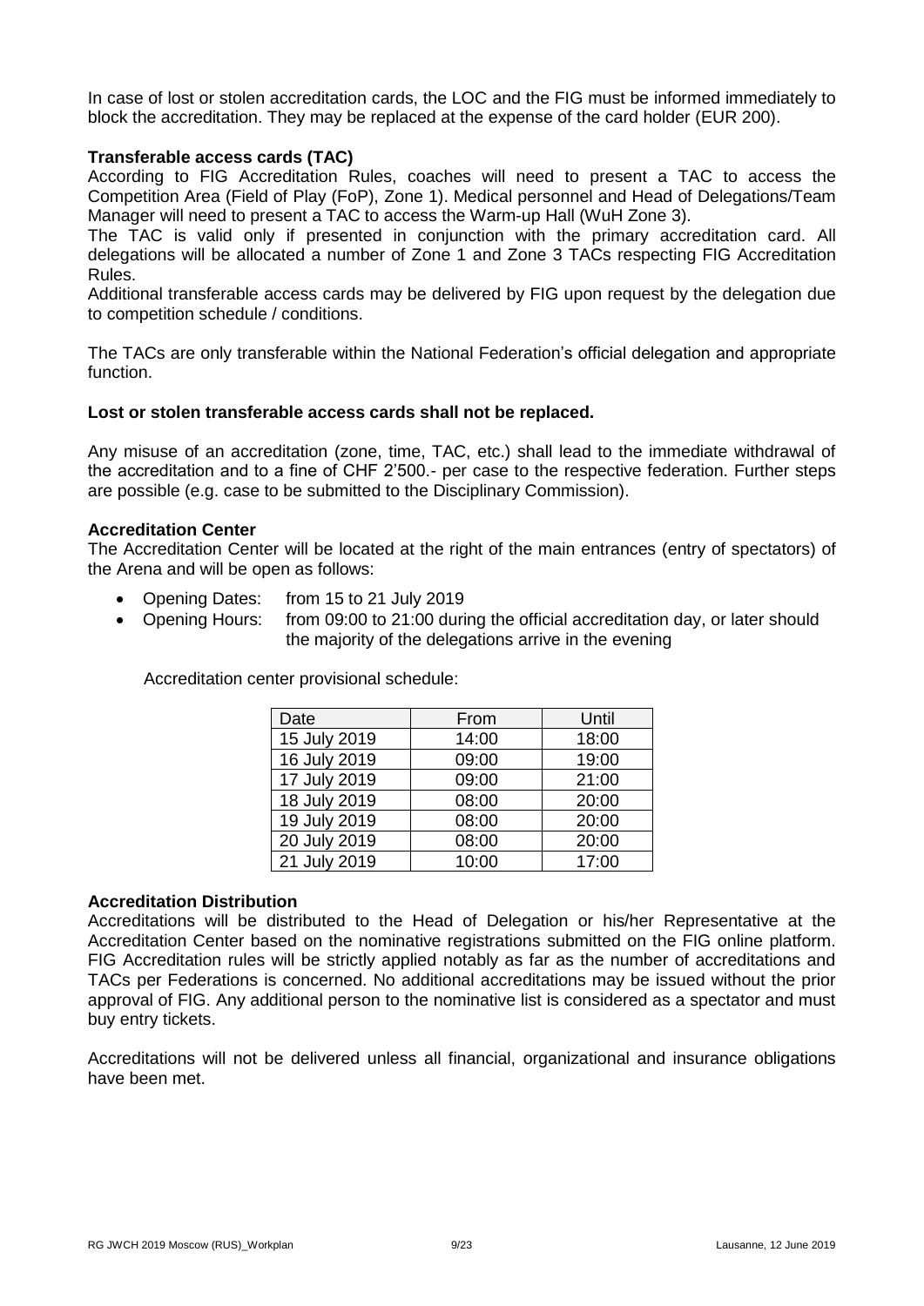In case of lost or stolen accreditation cards, the LOC and the FIG must be informed immediately to block the accreditation. They may be replaced at the expense of the card holder (EUR 200).

**Transferable access cards (TAC)**

According to FIG Accreditation Rules, coaches will need to present a TAC to access the Competition Area (Field of Play (FoP), Zone 1). Medical personnel and Head of Delegations/Team Manager will need to present a TAC to access the Warm-up Hall (WuH Zone 3).

The TAC is valid only if presented in conjunction with the primary accreditation card. All delegations will be allocated a number of Zone 1 and Zone 3 TACs respecting FIG Accreditation Rules.

Additional transferable access cards may be delivered by FIG upon request by the delegation due to competition schedule / conditions.

The TACs are only transferable within the National Federation's official delegation and appropriate function.

**Lost or stolen transferable access cards shall not be replaced.**

Any misuse of an accreditation (zone, time, TAC, etc.) shall lead to the immediate withdrawal of the accreditation and to a fine of CHF 2'500.- per case to the respective federation. Further steps are possible (e.g. case to be submitted to the Disciplinary Commission).

**Accreditation Center**

The Accreditation Center will be located at the right of the main entrances (entry of spectators) of the Arena and will be open as follows:

- Opening Dates: from 15 to 21 July 2019
- Opening Hours: from 09:00 to 21:00 during the official accreditation day, or later should the majority of the delegations arrive in the evening

Accreditation center provisional schedule:

| Date | From | Until |
|---|---|---|
| 15 July 2019 | 14:00 | 18:00 |
| 16 July 2019 | 09:00 | 19:00 |
| 17 July 2019 | 09:00 | 21:00 |
| 18 July 2019 | 08:00 | 20:00 |
| 19 July 2019 | 08:00 | 20:00 |
| 20 July 2019 | 08:00 | 20:00 |
| 21 July 2019 | 10:00 | 17:00 |

**Accreditation Distribution**

Accreditations will be distributed to the Head of Delegation or his/her Representative at the Accreditation Center based on the nominative registrations submitted on the FIG online platform. FIG Accreditation rules will be strictly applied notably as far as the number of accreditations and TACs per Federations is concerned. No additional accreditations may be issued without the prior approval of FIG. Any additional person to the nominative list is considered as a spectator and must buy entry tickets.

Accreditations will not be delivered unless all financial, organizational and insurance obligations have been met.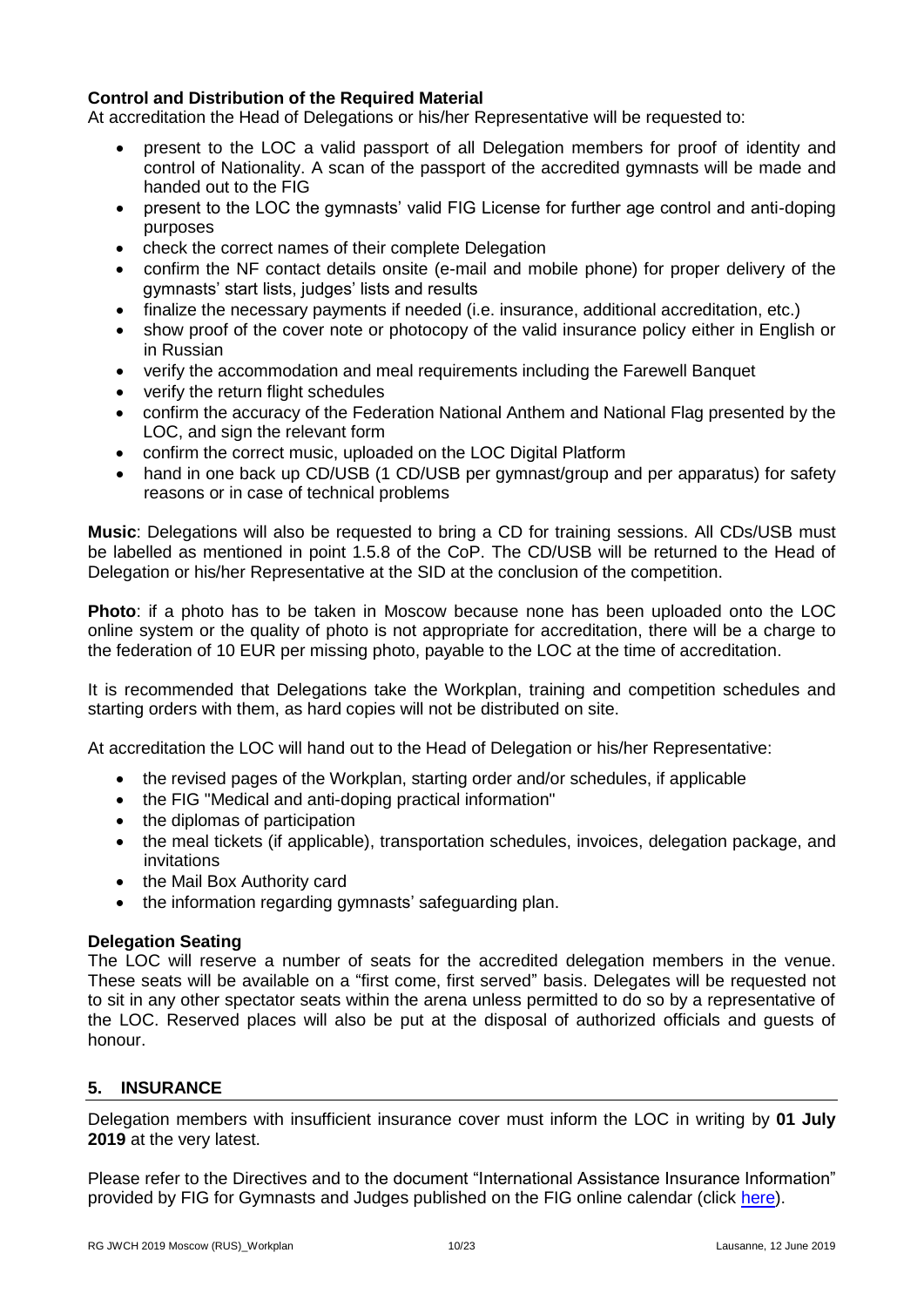**Control and Distribution of the Required Material**

At accreditation the Head of Delegations or his/her Representative will be requested to:

- present to the LOC a valid passport of all Delegation members for proof of identity and control of Nationality. A scan of the passport of the accredited gymnasts will be made and handed out to the FIG
- present to the LOC the gymnasts' valid FIG License for further age control and anti-doping purposes
- check the correct names of their complete Delegation
- confirm the NF contact details onsite (e-mail and mobile phone) for proper delivery of the gymnasts' start lists, judges' lists and results
- finalize the necessary payments if needed (i.e. insurance, additional accreditation, etc.)
- show proof of the cover note or photocopy of the valid insurance policy either in English or in Russian
- verify the accommodation and meal requirements including the Farewell Banquet
- verify the return flight schedules
- confirm the accuracy of the Federation National Anthem and National Flag presented by the LOC, and sign the relevant form
- confirm the correct music, uploaded on the LOC Digital Platform
- hand in one back up CD/USB (1 CD/USB per gymnast/group and per apparatus) for safety reasons or in case of technical problems

**Music**: Delegations will also be requested to bring a CD for training sessions. All CDs/USB must be labelled as mentioned in point 1.5.8 of the CoP. The CD/USB will be returned to the Head of Delegation or his/her Representative at the SID at the conclusion of the competition.

**Photo**: if a photo has to be taken in Moscow because none has been uploaded onto the LOC online system or the quality of photo is not appropriate for accreditation, there will be a charge to the federation of 10 EUR per missing photo, payable to the LOC at the time of accreditation.

It is recommended that Delegations take the Workplan, training and competition schedules and starting orders with them, as hard copies will not be distributed on site.

At accreditation the LOC will hand out to the Head of Delegation or his/her Representative:

- the revised pages of the Workplan, starting order and/or schedules, if applicable
- the FIG "Medical and anti-doping practical information"
- the diplomas of participation
- the meal tickets (if applicable), transportation schedules, invoices, delegation package, and invitations
- the Mail Box Authority card
- the information regarding gymnasts' safeguarding plan.

**Delegation Seating**

The LOC will reserve a number of seats for the accredited delegation members in the venue. These seats will be available on a "first come, first served" basis. Delegates will be requested not to sit in any other spectator seats within the arena unless permitted to do so by a representative of the LOC. Reserved places will also be put at the disposal of authorized officials and guests of honour.

## 5. INSURANCE

Delegation members with insufficient insurance cover must inform the LOC in writing by **01 July 2019** at the very latest.

Please refer to the Directives and to the document "International Assistance Insurance Information" provided by FIG for Gymnasts and Judges published on the FIG online calendar (click here).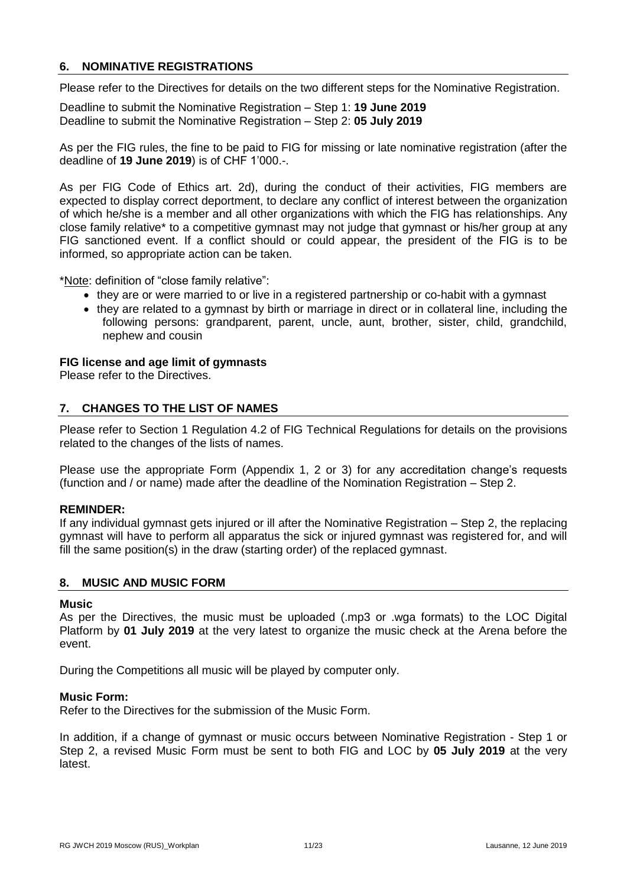## 6. NOMINATIVE REGISTRATIONS

Please refer to the Directives for details on the two different steps for the Nominative Registration.

Deadline to submit the Nominative Registration – Step 1: **19 June 2019**
Deadline to submit the Nominative Registration – Step 2: **05 July 2019**

As per the FIG rules, the fine to be paid to FIG for missing or late nominative registration (after the deadline of **19 June 2019**) is of CHF 1'000.-.

As per FIG Code of Ethics art. 2d), during the conduct of their activities, FIG members are expected to display correct deportment, to declare any conflict of interest between the organization of which he/she is a member and all other organizations with which the FIG has relationships. Any close family relative* to a competitive gymnast may not judge that gymnast or his/her group at any FIG sanctioned event. If a conflict should or could appear, the president of the FIG is to be informed, so appropriate action can be taken.

*Note: definition of "close family relative":

- they are or were married to or live in a registered partnership or co-habit with a gymnast
- they are related to a gymnast by birth or marriage in direct or in collateral line, including the following persons: grandparent, parent, uncle, aunt, brother, sister, child, grandchild, nephew and cousin

**FIG license and age limit of gymnasts**
Please refer to the Directives.

## 7. CHANGES TO THE LIST OF NAMES

Please refer to Section 1 Regulation 4.2 of FIG Technical Regulations for details on the provisions related to the changes of the lists of names.

Please use the appropriate Form (Appendix 1, 2 or 3) for any accreditation change's requests (function and / or name) made after the deadline of the Nomination Registration – Step 2.

**REMINDER:**
If any individual gymnast gets injured or ill after the Nominative Registration – Step 2, the replacing gymnast will have to perform all apparatus the sick or injured gymnast was registered for, and will fill the same position(s) in the draw (starting order) of the replaced gymnast.

## 8. MUSIC AND MUSIC FORM

**Music**
As per the Directives, the music must be uploaded (.mp3 or .wga formats) to the LOC Digital Platform by **01 July 2019** at the very latest to organize the music check at the Arena before the event.

During the Competitions all music will be played by computer only.

**Music Form:**
Refer to the Directives for the submission of the Music Form.

In addition, if a change of gymnast or music occurs between Nominative Registration - Step 1 or Step 2, a revised Music Form must be sent to both FIG and LOC by **05 July 2019** at the very latest.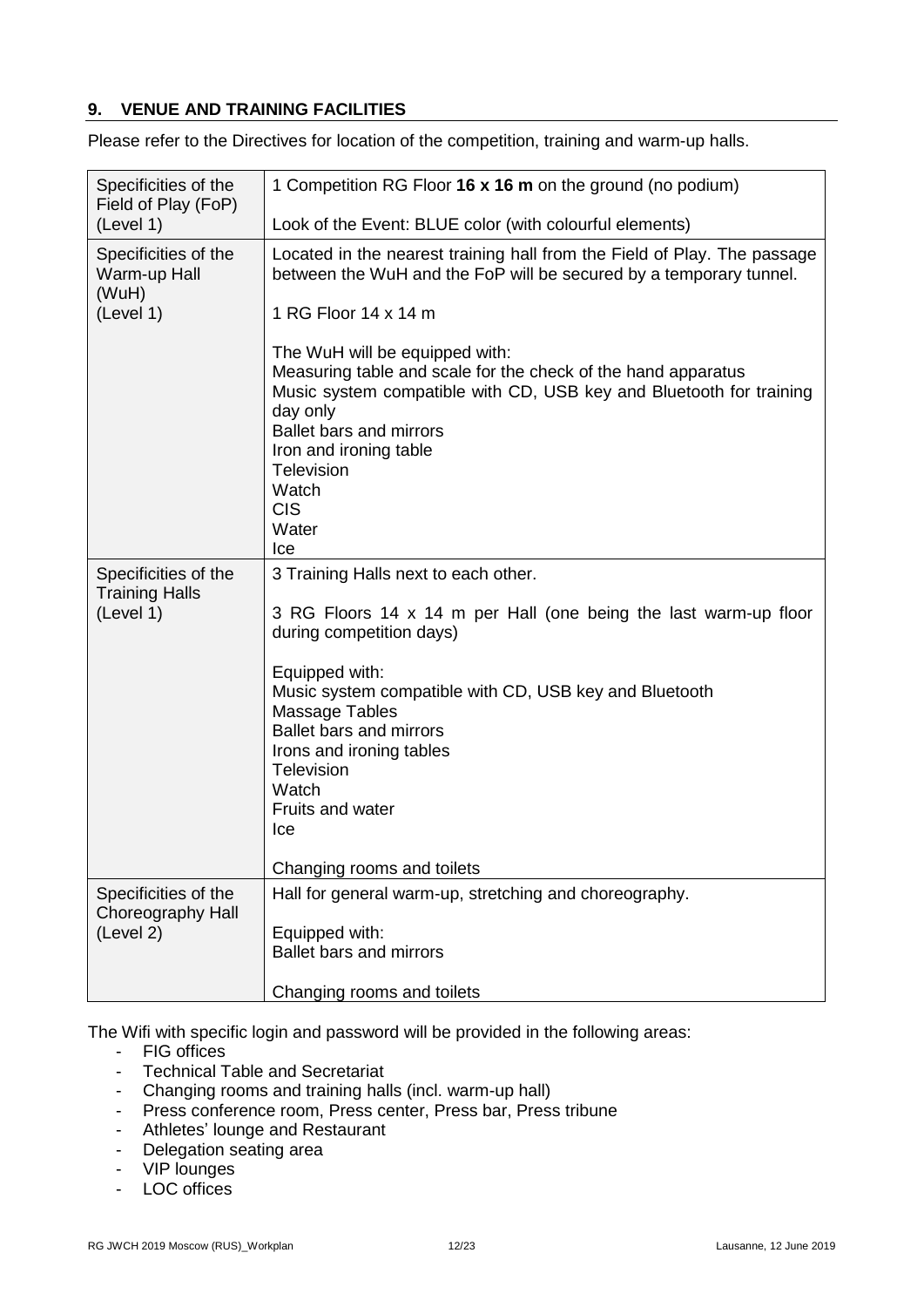## 9. VENUE AND TRAINING FACILITIES

Please refer to the Directives for location of the competition, training and warm-up halls.

| | |
|---|---|
| Specificities of the Field of Play (FoP) (Level 1) | 1 Competition RG Floor **16 x 16 m** on the ground (no podium)<br><br>Look of the Event: BLUE color (with colourful elements) |
| Specificities of the Warm-up Hall (WuH) (Level 1) | Located in the nearest training hall from the Field of Play. The passage between the WuH and the FoP will be secured by a temporary tunnel.<br><br>1 RG Floor 14 x 14 m<br><br>The WuH will be equipped with:<br>Measuring table and scale for the check of the hand apparatus<br>Music system compatible with CD, USB key and Bluetooth for training day only<br>Ballet bars and mirrors<br>Iron and ironing table<br>Television<br>Watch<br>CIS<br>Water<br>Ice |
| Specificities of the Training Halls (Level 1) | 3 Training Halls next to each other.<br><br>3 RG Floors 14 x 14 m per Hall (one being the last warm-up floor during competition days)<br><br>Equipped with:<br>Music system compatible with CD, USB key and Bluetooth<br>Massage Tables<br>Ballet bars and mirrors<br>Irons and ironing tables<br>Television<br>Watch<br>Fruits and water<br>Ice<br><br>Changing rooms and toilets |
| Specificities of the Choreography Hall (Level 2) | Hall for general warm-up, stretching and choreography.<br><br>Equipped with:<br>Ballet bars and mirrors<br><br>Changing rooms and toilets |

The Wifi with specific login and password will be provided in the following areas:

- FIG offices
- Technical Table and Secretariat
- Changing rooms and training halls (incl. warm-up hall)
- Press conference room, Press center, Press bar, Press tribune
- Athletes' lounge and Restaurant
- Delegation seating area
- VIP lounges
- LOC offices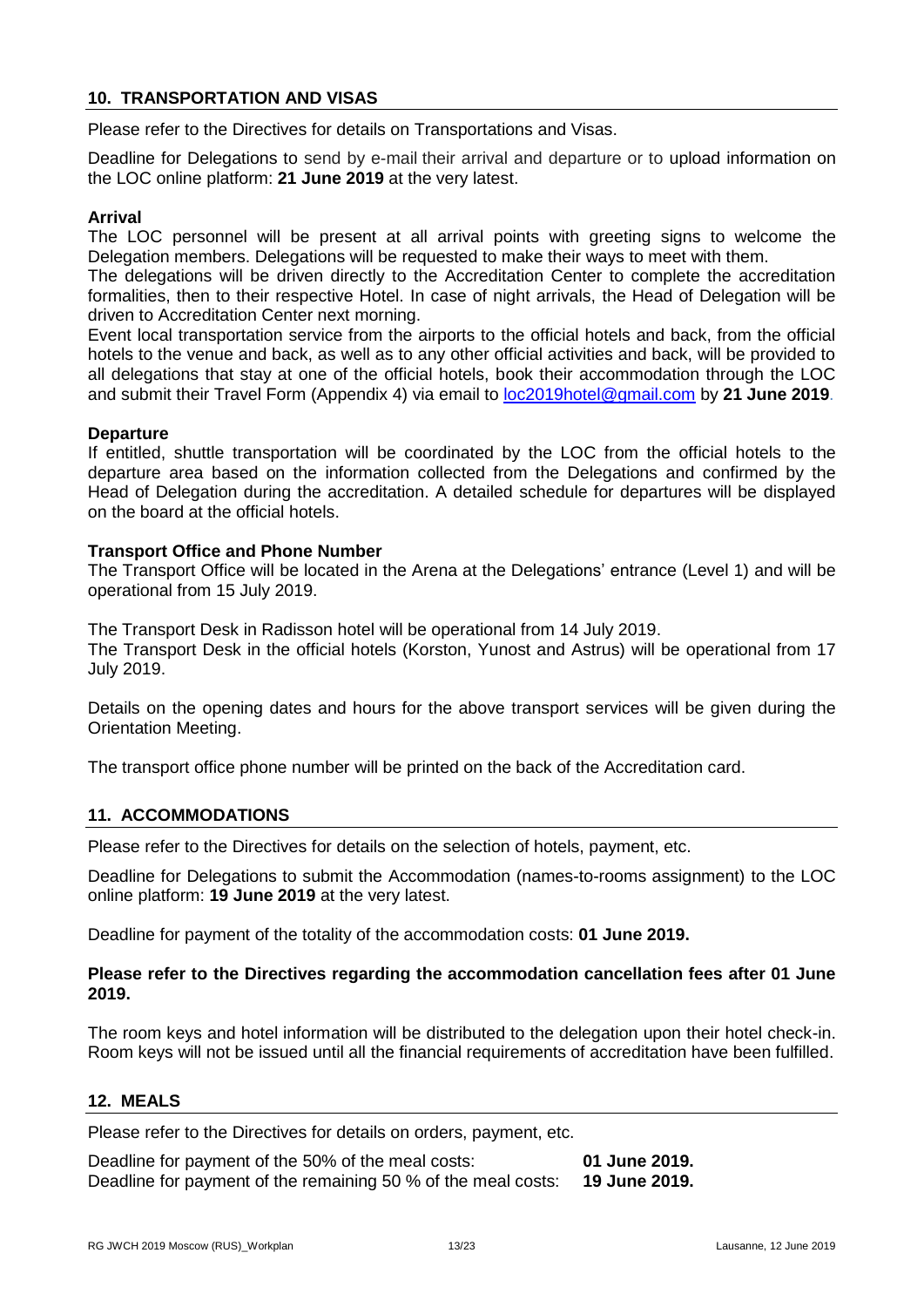## 10. TRANSPORTATION AND VISAS

Please refer to the Directives for details on Transportations and Visas.

Deadline for Delegations to send by e-mail their arrival and departure or to upload information on the LOC online platform: **21 June 2019** at the very latest.

**Arrival**

The LOC personnel will be present at all arrival points with greeting signs to welcome the Delegation members. Delegations will be requested to make their ways to meet with them.

The delegations will be driven directly to the Accreditation Center to complete the accreditation formalities, then to their respective Hotel. In case of night arrivals, the Head of Delegation will be driven to Accreditation Center next morning.

Event local transportation service from the airports to the official hotels and back, from the official hotels to the venue and back, as well as to any other official activities and back, will be provided to all delegations that stay at one of the official hotels, book their accommodation through the LOC and submit their Travel Form (Appendix 4) via email to loc2019hotel@gmail.com by **21 June 2019**.

**Departure**

If entitled, shuttle transportation will be coordinated by the LOC from the official hotels to the departure area based on the information collected from the Delegations and confirmed by the Head of Delegation during the accreditation. A detailed schedule for departures will be displayed on the board at the official hotels.

**Transport Office and Phone Number**

The Transport Office will be located in the Arena at the Delegations' entrance (Level 1) and will be operational from 15 July 2019.

The Transport Desk in Radisson hotel will be operational from 14 July 2019.

The Transport Desk in the official hotels (Korston, Yunost and Astrus) will be operational from 17 July 2019.

Details on the opening dates and hours for the above transport services will be given during the Orientation Meeting.

The transport office phone number will be printed on the back of the Accreditation card.

## 11. ACCOMMODATIONS

Please refer to the Directives for details on the selection of hotels, payment, etc.

Deadline for Delegations to submit the Accommodation (names-to-rooms assignment) to the LOC online platform: **19 June 2019** at the very latest.

Deadline for payment of the totality of the accommodation costs: **01 June 2019.**

**Please refer to the Directives regarding the accommodation cancellation fees after 01 June 2019.**

The room keys and hotel information will be distributed to the delegation upon their hotel check-in. Room keys will not be issued until all the financial requirements of accreditation have been fulfilled.

## 12. MEALS

Please refer to the Directives for details on orders, payment, etc.

Deadline for payment of the 50% of the meal costs: **01 June 2019.**
Deadline for payment of the remaining 50 % of the meal costs: **19 June 2019.**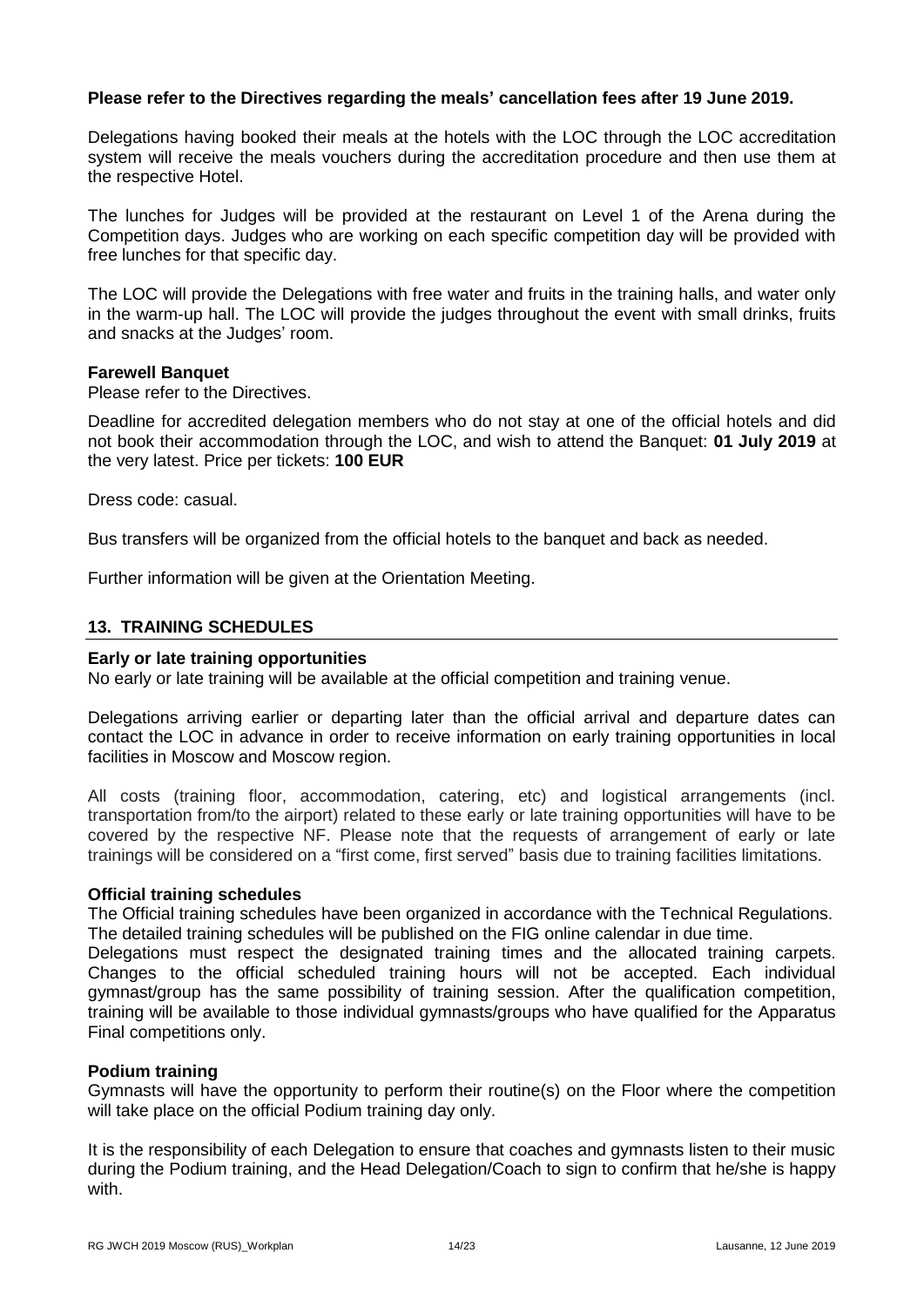**Please refer to the Directives regarding the meals' cancellation fees after 19 June 2019.**

Delegations having booked their meals at the hotels with the LOC through the LOC accreditation system will receive the meals vouchers during the accreditation procedure and then use them at the respective Hotel.

The lunches for Judges will be provided at the restaurant on Level 1 of the Arena during the Competition days. Judges who are working on each specific competition day will be provided with free lunches for that specific day.

The LOC will provide the Delegations with free water and fruits in the training halls, and water only in the warm-up hall. The LOC will provide the judges throughout the event with small drinks, fruits and snacks at the Judges' room.

**Farewell Banquet**

Please refer to the Directives.

Deadline for accredited delegation members who do not stay at one of the official hotels and did not book their accommodation through the LOC, and wish to attend the Banquet: **01 July 2019** at the very latest. Price per tickets: **100 EUR**

Dress code: casual.

Bus transfers will be organized from the official hotels to the banquet and back as needed.

Further information will be given at the Orientation Meeting.

## 13. TRAINING SCHEDULES

**Early or late training opportunities**

No early or late training will be available at the official competition and training venue.

Delegations arriving earlier or departing later than the official arrival and departure dates can contact the LOC in advance in order to receive information on early training opportunities in local facilities in Moscow and Moscow region.

All costs (training floor, accommodation, catering, etc) and logistical arrangements (incl. transportation from/to the airport) related to these early or late training opportunities will have to be covered by the respective NF. Please note that the requests of arrangement of early or late trainings will be considered on a "first come, first served" basis due to training facilities limitations.

**Official training schedules**

The Official training schedules have been organized in accordance with the Technical Regulations. The detailed training schedules will be published on the FIG online calendar in due time.

Delegations must respect the designated training times and the allocated training carpets. Changes to the official scheduled training hours will not be accepted. Each individual gymnast/group has the same possibility of training session. After the qualification competition, training will be available to those individual gymnasts/groups who have qualified for the Apparatus Final competitions only.

**Podium training**

Gymnasts will have the opportunity to perform their routine(s) on the Floor where the competition will take place on the official Podium training day only.

It is the responsibility of each Delegation to ensure that coaches and gymnasts listen to their music during the Podium training, and the Head Delegation/Coach to sign to confirm that he/she is happy with.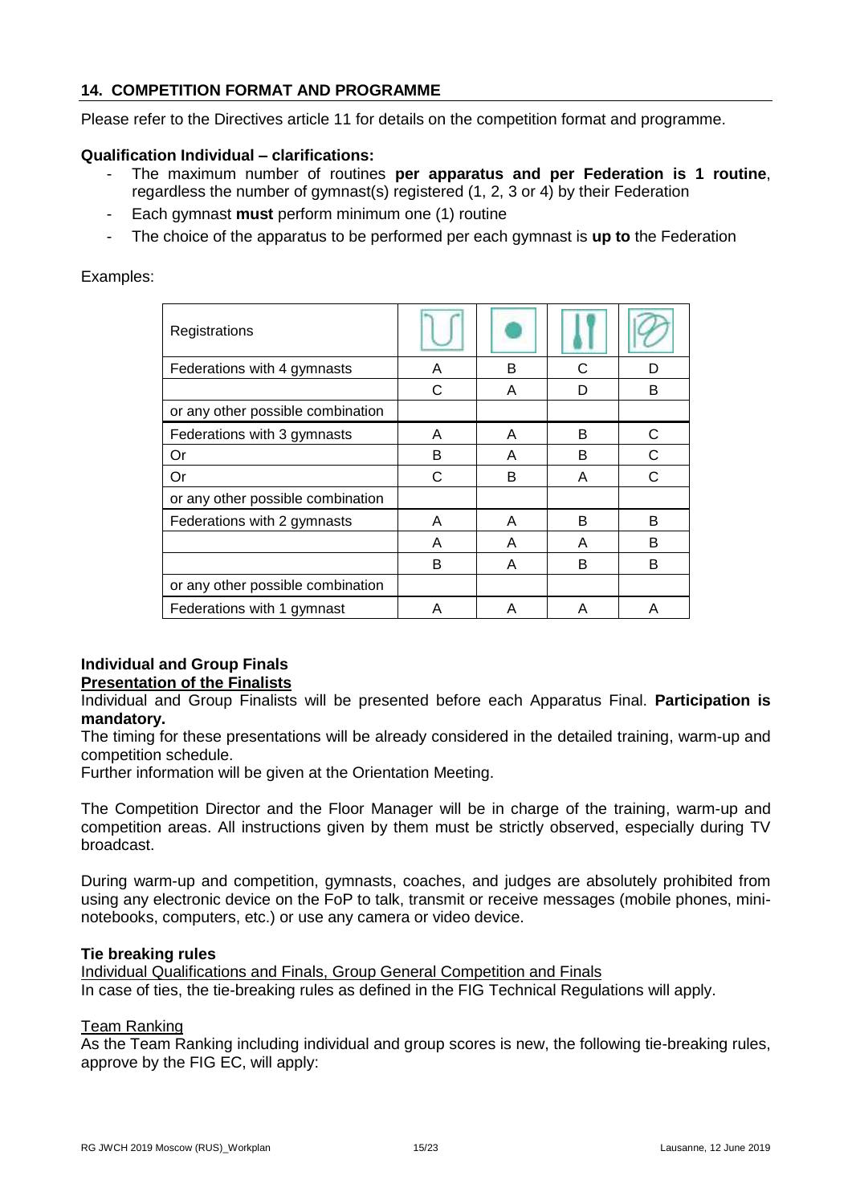## 14. COMPETITION FORMAT AND PROGRAMME

Please refer to the Directives article 11 for details on the competition format and programme.

**Qualification Individual – clarifications:**

- The maximum number of routines **per apparatus and per Federation is 1 routine**, regardless the number of gymnast(s) registered (1, 2, 3 or 4) by their Federation
- Each gymnast **must** perform minimum one (1) routine
- The choice of the apparatus to be performed per each gymnast is **up to** the Federation

Examples:

| Registrations | Hoop | Ball | Clubs | Ribbon |
|---|---|---|---|---|
| Federations with 4 gymnasts | A | B | C | D |
| | C | A | D | B |
| or any other possible combination | | | | |
| Federations with 3 gymnasts | A | A | B | C |
| Or | B | A | B | C |
| Or | C | B | A | C |
| or any other possible combination | | | | |
| Federations with 2 gymnasts | A | A | B | B |
| | A | A | A | B |
| | B | A | B | B |
| or any other possible combination | | | | |
| Federations with 1 gymnast | A | A | A | A |

**Individual and Group Finals**

**Presentation of the Finalists**

Individual and Group Finalists will be presented before each Apparatus Final. **Participation is mandatory.**

The timing for these presentations will be already considered in the detailed training, warm-up and competition schedule.

Further information will be given at the Orientation Meeting.

The Competition Director and the Floor Manager will be in charge of the training, warm-up and competition areas. All instructions given by them must be strictly observed, especially during TV broadcast.

During warm-up and competition, gymnasts, coaches, and judges are absolutely prohibited from using any electronic device on the FoP to talk, transmit or receive messages (mobile phones, mini-notebooks, computers, etc.) or use any camera or video device.

**Tie breaking rules**

Individual Qualifications and Finals, Group General Competition and Finals

In case of ties, the tie-breaking rules as defined in the FIG Technical Regulations will apply.

Team Ranking

As the Team Ranking including individual and group scores is new, the following tie-breaking rules, approve by the FIG EC, will apply: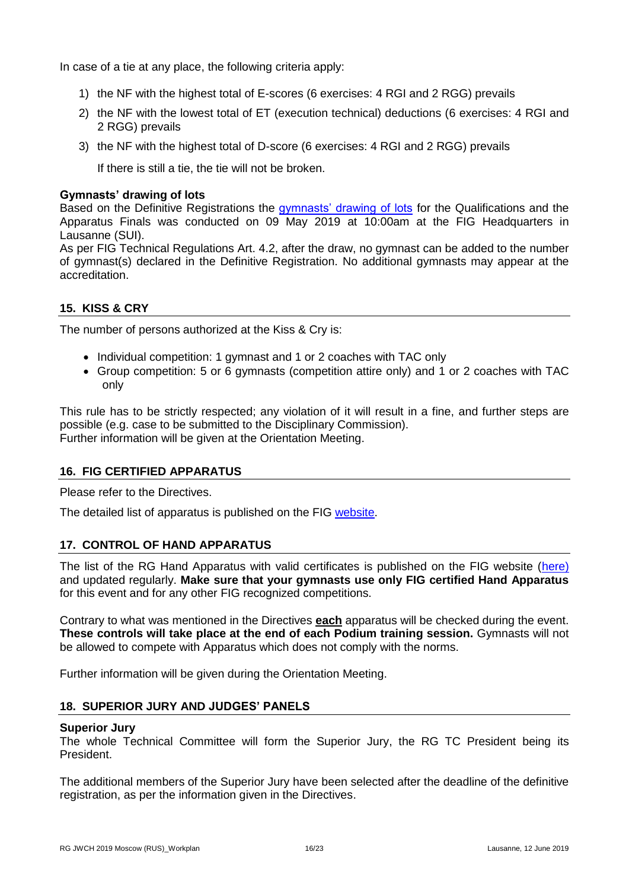In case of a tie at any place, the following criteria apply:

1) the NF with the highest total of E-scores (6 exercises: 4 RGI and 2 RGG) prevails
2) the NF with the lowest total of ET (execution technical) deductions (6 exercises: 4 RGI and 2 RGG) prevails
3) the NF with the highest total of D-score (6 exercises: 4 RGI and 2 RGG) prevails

   If there is still a tie, the tie will not be broken.

**Gymnasts' drawing of lots**

Based on the Definitive Registrations the gymnasts' drawing of lots for the Qualifications and the Apparatus Finals was conducted on 09 May 2019 at 10:00am at the FIG Headquarters in Lausanne (SUI).

As per FIG Technical Regulations Art. 4.2, after the draw, no gymnast can be added to the number of gymnast(s) declared in the Definitive Registration. No additional gymnasts may appear at the accreditation.

## 15. KISS & CRY

The number of persons authorized at the Kiss & Cry is:

- Individual competition: 1 gymnast and 1 or 2 coaches with TAC only
- Group competition: 5 or 6 gymnasts (competition attire only) and 1 or 2 coaches with TAC only

This rule has to be strictly respected; any violation of it will result in a fine, and further steps are possible (e.g. case to be submitted to the Disciplinary Commission).
Further information will be given at the Orientation Meeting.

## 16. FIG CERTIFIED APPARATUS

Please refer to the Directives.

The detailed list of apparatus is published on the FIG website.

## 17. CONTROL OF HAND APPARATUS

The list of the RG Hand Apparatus with valid certificates is published on the FIG website (here) and updated regularly. **Make sure that your gymnasts use only FIG certified Hand Apparatus** for this event and for any other FIG recognized competitions.

Contrary to what was mentioned in the Directives **each** apparatus will be checked during the event. **These controls will take place at the end of each Podium training session.** Gymnasts will not be allowed to compete with Apparatus which does not comply with the norms.

Further information will be given during the Orientation Meeting.

## 18. SUPERIOR JURY AND JUDGES' PANELS

**Superior Jury**

The whole Technical Committee will form the Superior Jury, the RG TC President being its President.

The additional members of the Superior Jury have been selected after the deadline of the definitive registration, as per the information given in the Directives.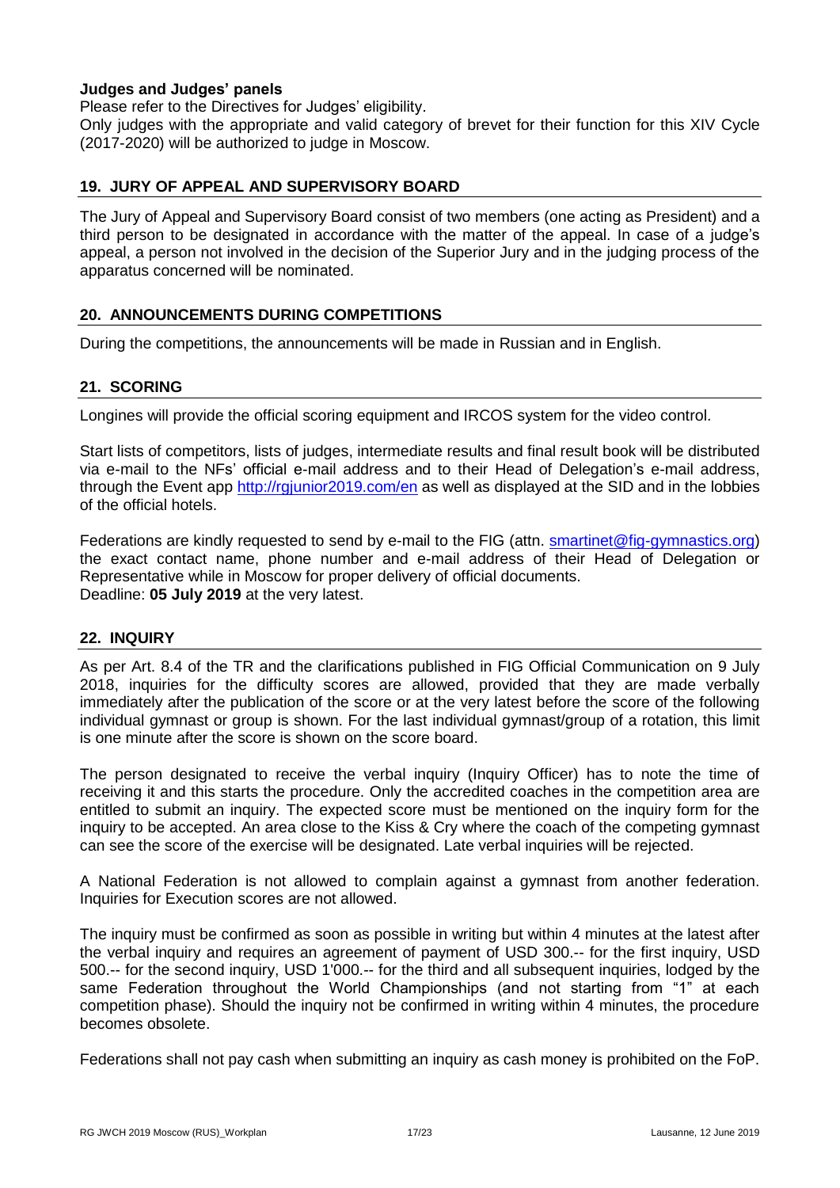**Judges and Judges' panels**

Please refer to the Directives for Judges' eligibility.

Only judges with the appropriate and valid category of brevet for their function for this XIV Cycle (2017-2020) will be authorized to judge in Moscow.

## 19. JURY OF APPEAL AND SUPERVISORY BOARD

The Jury of Appeal and Supervisory Board consist of two members (one acting as President) and a third person to be designated in accordance with the matter of the appeal. In case of a judge's appeal, a person not involved in the decision of the Superior Jury and in the judging process of the apparatus concerned will be nominated.

## 20. ANNOUNCEMENTS DURING COMPETITIONS

During the competitions, the announcements will be made in Russian and in English.

## 21. SCORING

Longines will provide the official scoring equipment and IRCOS system for the video control.

Start lists of competitors, lists of judges, intermediate results and final result book will be distributed via e-mail to the NFs' official e-mail address and to their Head of Delegation's e-mail address, through the Event app http://rgjunior2019.com/en as well as displayed at the SID and in the lobbies of the official hotels.

Federations are kindly requested to send by e-mail to the FIG (attn. smartinet@fig-gymnastics.org) the exact contact name, phone number and e-mail address of their Head of Delegation or Representative while in Moscow for proper delivery of official documents.

Deadline: **05 July 2019** at the very latest.

## 22. INQUIRY

As per Art. 8.4 of the TR and the clarifications published in FIG Official Communication on 9 July 2018, inquiries for the difficulty scores are allowed, provided that they are made verbally immediately after the publication of the score or at the very latest before the score of the following individual gymnast or group is shown. For the last individual gymnast/group of a rotation, this limit is one minute after the score is shown on the score board.

The person designated to receive the verbal inquiry (Inquiry Officer) has to note the time of receiving it and this starts the procedure. Only the accredited coaches in the competition area are entitled to submit an inquiry. The expected score must be mentioned on the inquiry form for the inquiry to be accepted. An area close to the Kiss & Cry where the coach of the competing gymnast can see the score of the exercise will be designated. Late verbal inquiries will be rejected.

A National Federation is not allowed to complain against a gymnast from another federation. Inquiries for Execution scores are not allowed.

The inquiry must be confirmed as soon as possible in writing but within 4 minutes at the latest after the verbal inquiry and requires an agreement of payment of USD 300.-- for the first inquiry, USD 500.-- for the second inquiry, USD 1'000.-- for the third and all subsequent inquiries, lodged by the same Federation throughout the World Championships (and not starting from "1" at each competition phase). Should the inquiry not be confirmed in writing within 4 minutes, the procedure becomes obsolete.

Federations shall not pay cash when submitting an inquiry as cash money is prohibited on the FoP.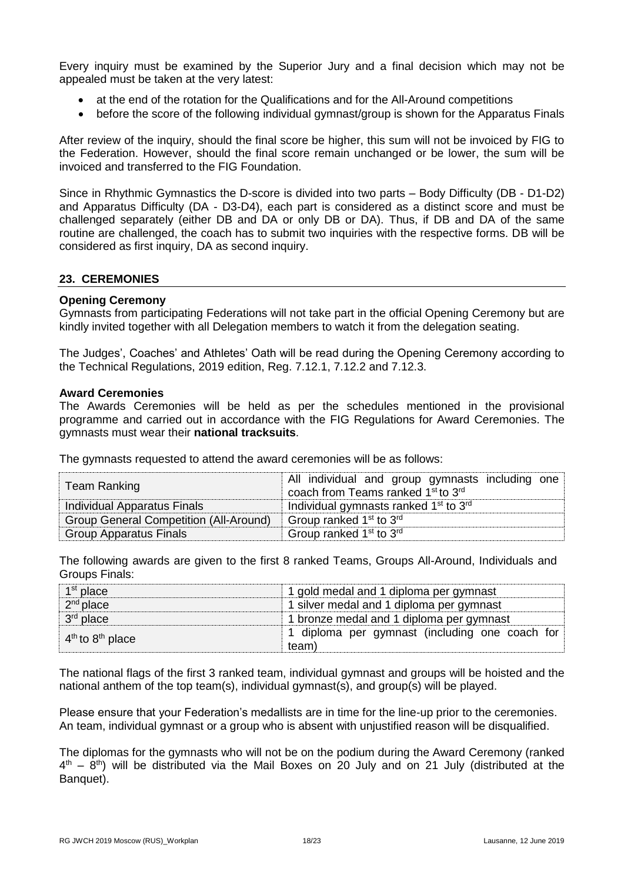Every inquiry must be examined by the Superior Jury and a final decision which may not be appealed must be taken at the very latest:

- at the end of the rotation for the Qualifications and for the All-Around competitions
- before the score of the following individual gymnast/group is shown for the Apparatus Finals

After review of the inquiry, should the final score be higher, this sum will not be invoiced by FIG to the Federation. However, should the final score remain unchanged or be lower, the sum will be invoiced and transferred to the FIG Foundation.

Since in Rhythmic Gymnastics the D-score is divided into two parts – Body Difficulty (DB - D1-D2) and Apparatus Difficulty (DA - D3-D4), each part is considered as a distinct score and must be challenged separately (either DB and DA or only DB or DA). Thus, if DB and DA of the same routine are challenged, the coach has to submit two inquiries with the respective forms. DB will be considered as first inquiry, DA as second inquiry.

## 23. CEREMONIES

**Opening Ceremony**

Gymnasts from participating Federations will not take part in the official Opening Ceremony but are kindly invited together with all Delegation members to watch it from the delegation seating.

The Judges', Coaches' and Athletes' Oath will be read during the Opening Ceremony according to the Technical Regulations, 2019 edition, Reg. 7.12.1, 7.12.2 and 7.12.3.

**Award Ceremonies**

The Awards Ceremonies will be held as per the schedules mentioned in the provisional programme and carried out in accordance with the FIG Regulations for Award Ceremonies. The gymnasts must wear their **national tracksuits**.

The gymnasts requested to attend the award ceremonies will be as follows:

| | |
|---|---|
| Team Ranking | All individual and group gymnasts including one coach from Teams ranked 1st to 3rd |
| Individual Apparatus Finals | Individual gymnasts ranked 1st to 3rd |
| Group General Competition (All-Around) | Group ranked 1st to 3rd |
| Group Apparatus Finals | Group ranked 1st to 3rd |

The following awards are given to the first 8 ranked Teams, Groups All-Around, Individuals and Groups Finals:

| | |
|---|---|
| 1st place | 1 gold medal and 1 diploma per gymnast |
| 2nd place | 1 silver medal and 1 diploma per gymnast |
| 3rd place | 1 bronze medal and 1 diploma per gymnast |
| 4th to 8th place | 1 diploma per gymnast (including one coach for team) |

The national flags of the first 3 ranked team, individual gymnast and groups will be hoisted and the national anthem of the top team(s), individual gymnast(s), and group(s) will be played.

Please ensure that your Federation's medallists are in time for the line-up prior to the ceremonies. An team, individual gymnast or a group who is absent with unjustified reason will be disqualified.

The diplomas for the gymnasts who will not be on the podium during the Award Ceremony (ranked 4th – 8th) will be distributed via the Mail Boxes on 20 July and on 21 July (distributed at the Banquet).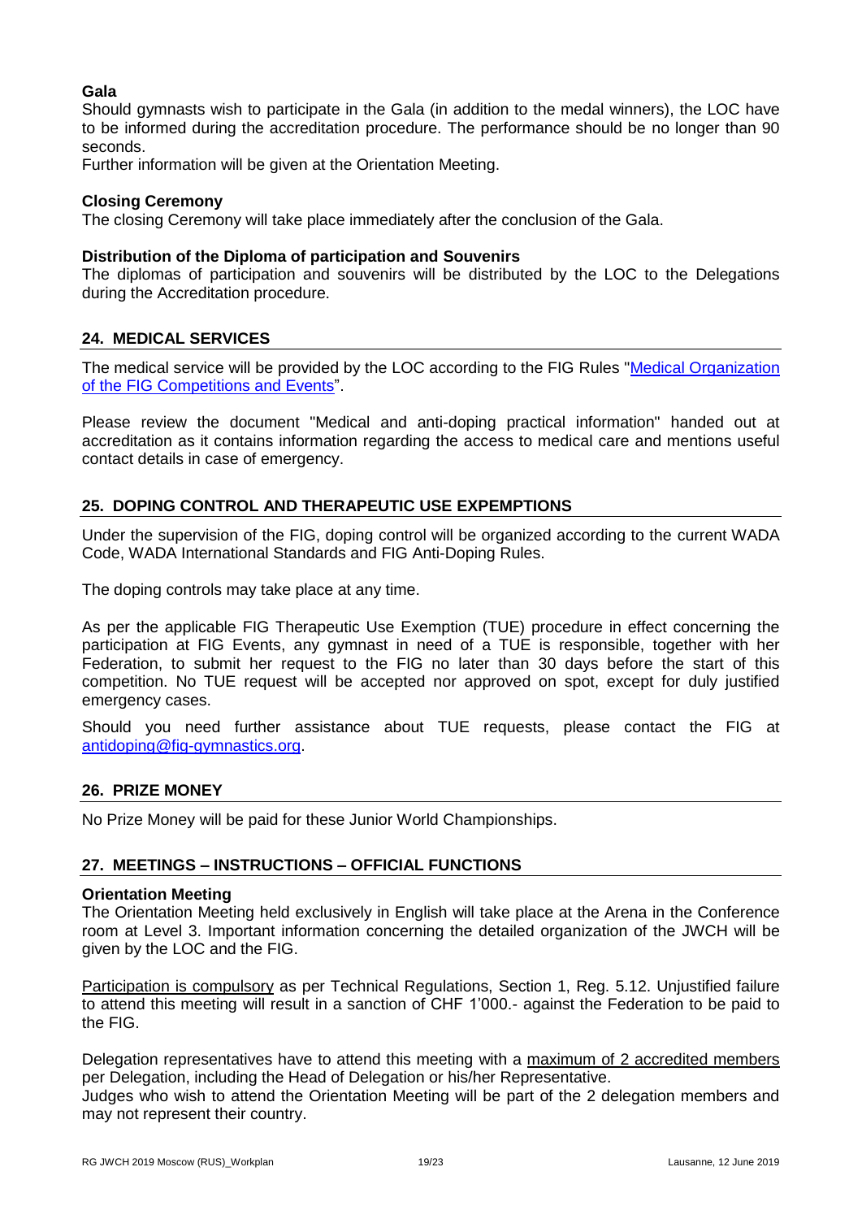**Gala**

Should gymnasts wish to participate in the Gala (in addition to the medal winners), the LOC have to be informed during the accreditation procedure. The performance should be no longer than 90 seconds.

Further information will be given at the Orientation Meeting.

**Closing Ceremony**

The closing Ceremony will take place immediately after the conclusion of the Gala.

**Distribution of the Diploma of participation and Souvenirs**

The diplomas of participation and souvenirs will be distributed by the LOC to the Delegations during the Accreditation procedure.

## 24. MEDICAL SERVICES

The medical service will be provided by the LOC according to the FIG Rules "[Medical Organization of the FIG Competitions and Events]()".

Please review the document "Medical and anti-doping practical information" handed out at accreditation as it contains information regarding the access to medical care and mentions useful contact details in case of emergency.

## 25. DOPING CONTROL AND THERAPEUTIC USE EXPEMPTIONS

Under the supervision of the FIG, doping control will be organized according to the current WADA Code, WADA International Standards and FIG Anti-Doping Rules.

The doping controls may take place at any time.

As per the applicable FIG Therapeutic Use Exemption (TUE) procedure in effect concerning the participation at FIG Events, any gymnast in need of a TUE is responsible, together with her Federation, to submit her request to the FIG no later than 30 days before the start of this competition. No TUE request will be accepted nor approved on spot, except for duly justified emergency cases.

Should you need further assistance about TUE requests, please contact the FIG at antidoping@fig-gymnastics.org.

## 26. PRIZE MONEY

No Prize Money will be paid for these Junior World Championships.

## 27. MEETINGS – INSTRUCTIONS – OFFICIAL FUNCTIONS

**Orientation Meeting**

The Orientation Meeting held exclusively in English will take place at the Arena in the Conference room at Level 3. Important information concerning the detailed organization of the JWCH will be given by the LOC and the FIG.

Participation is compulsory as per Technical Regulations, Section 1, Reg. 5.12. Unjustified failure to attend this meeting will result in a sanction of CHF 1'000.- against the Federation to be paid to the FIG.

Delegation representatives have to attend this meeting with a maximum of 2 accredited members per Delegation, including the Head of Delegation or his/her Representative.

Judges who wish to attend the Orientation Meeting will be part of the 2 delegation members and may not represent their country.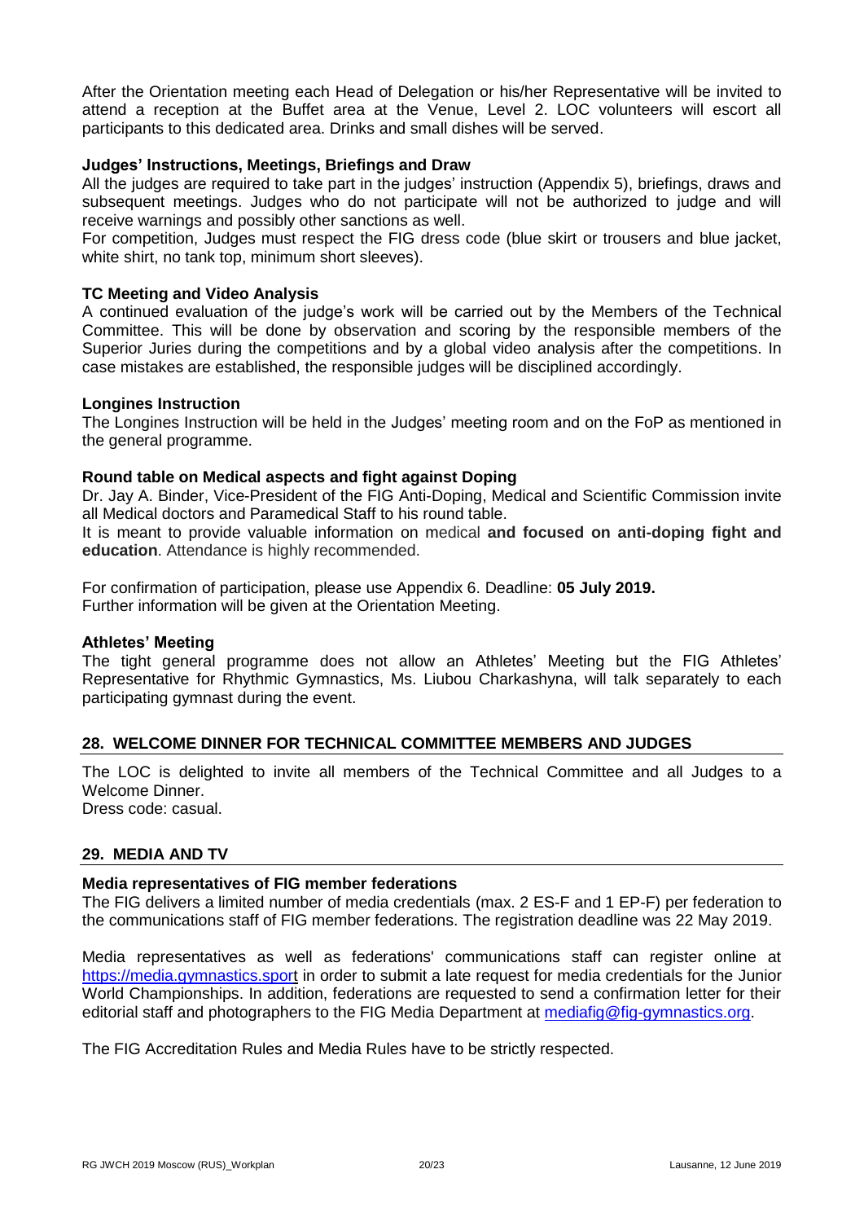After the Orientation meeting each Head of Delegation or his/her Representative will be invited to attend a reception at the Buffet area at the Venue, Level 2. LOC volunteers will escort all participants to this dedicated area. Drinks and small dishes will be served.

**Judges' Instructions, Meetings, Briefings and Draw**

All the judges are required to take part in the judges' instruction (Appendix 5), briefings, draws and subsequent meetings. Judges who do not participate will not be authorized to judge and will receive warnings and possibly other sanctions as well.

For competition, Judges must respect the FIG dress code (blue skirt or trousers and blue jacket, white shirt, no tank top, minimum short sleeves).

**TC Meeting and Video Analysis**

A continued evaluation of the judge's work will be carried out by the Members of the Technical Committee. This will be done by observation and scoring by the responsible members of the Superior Juries during the competitions and by a global video analysis after the competitions. In case mistakes are established, the responsible judges will be disciplined accordingly.

**Longines Instruction**

The Longines Instruction will be held in the Judges' meeting room and on the FoP as mentioned in the general programme.

**Round table on Medical aspects and fight against Doping**

Dr. Jay A. Binder, Vice-President of the FIG Anti-Doping, Medical and Scientific Commission invite all Medical doctors and Paramedical Staff to his round table.

It is meant to provide valuable information on medical **and focused on anti-doping fight and education**. Attendance is highly recommended.

For confirmation of participation, please use Appendix 6. Deadline: **05 July 2019.**

Further information will be given at the Orientation Meeting.

**Athletes' Meeting**

The tight general programme does not allow an Athletes' Meeting but the FIG Athletes' Representative for Rhythmic Gymnastics, Ms. Liubou Charkashyna, will talk separately to each participating gymnast during the event.

## 28. WELCOME DINNER FOR TECHNICAL COMMITTEE MEMBERS AND JUDGES

The LOC is delighted to invite all members of the Technical Committee and all Judges to a Welcome Dinner.

Dress code: casual.

## 29. MEDIA AND TV

**Media representatives of FIG member federations**

The FIG delivers a limited number of media credentials (max. 2 ES-F and 1 EP-F) per federation to the communications staff of FIG member federations. The registration deadline was 22 May 2019.

Media representatives as well as federations' communications staff can register online at https://media.gymnastics.sport in order to submit a late request for media credentials for the Junior World Championships. In addition, federations are requested to send a confirmation letter for their editorial staff and photographers to the FIG Media Department at mediafig@fig-gymnastics.org.

The FIG Accreditation Rules and Media Rules have to be strictly respected.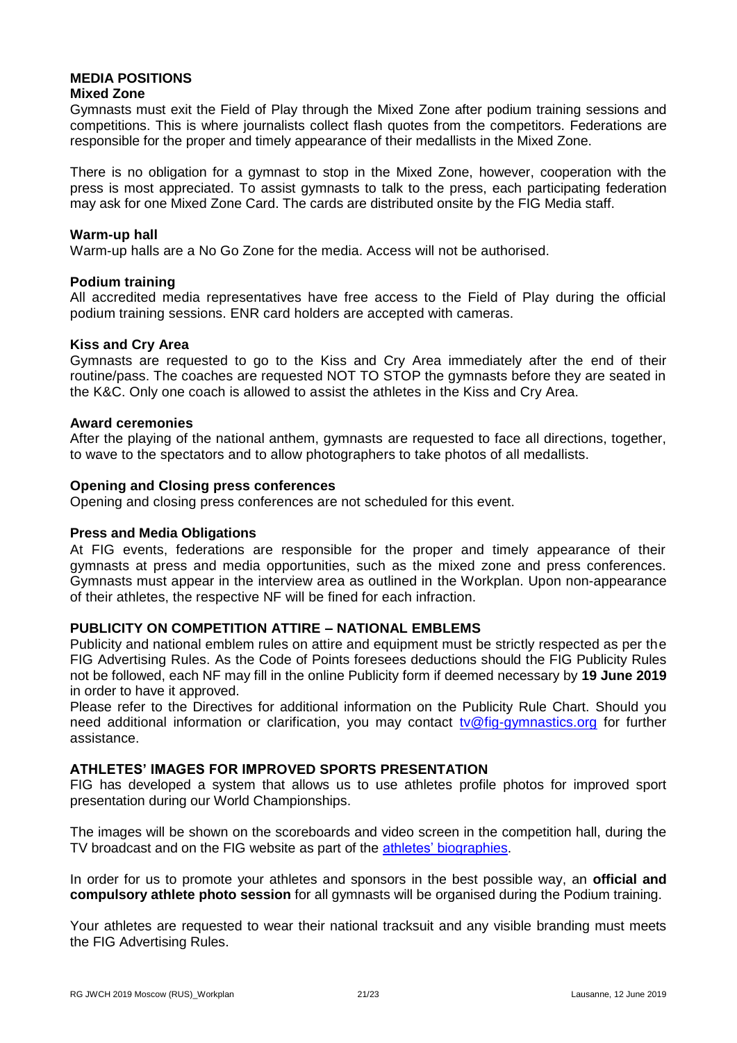## MEDIA POSITIONS

### Mixed Zone

Gymnasts must exit the Field of Play through the Mixed Zone after podium training sessions and competitions. This is where journalists collect flash quotes from the competitors. Federations are responsible for the proper and timely appearance of their medallists in the Mixed Zone.

There is no obligation for a gymnast to stop in the Mixed Zone, however, cooperation with the press is most appreciated. To assist gymnasts to talk to the press, each participating federation may ask for one Mixed Zone Card. The cards are distributed onsite by the FIG Media staff.

### Warm-up hall

Warm-up halls are a No Go Zone for the media. Access will not be authorised.

### Podium training

All accredited media representatives have free access to the Field of Play during the official podium training sessions. ENR card holders are accepted with cameras.

### Kiss and Cry Area

Gymnasts are requested to go to the Kiss and Cry Area immediately after the end of their routine/pass. The coaches are requested NOT TO STOP the gymnasts before they are seated in the K&C. Only one coach is allowed to assist the athletes in the Kiss and Cry Area.

### Award ceremonies

After the playing of the national anthem, gymnasts are requested to face all directions, together, to wave to the spectators and to allow photographers to take photos of all medallists.

### Opening and Closing press conferences

Opening and closing press conferences are not scheduled for this event.

### Press and Media Obligations

At FIG events, federations are responsible for the proper and timely appearance of their gymnasts at press and media opportunities, such as the mixed zone and press conferences. Gymnasts must appear in the interview area as outlined in the Workplan. Upon non-appearance of their athletes, the respective NF will be fined for each infraction.

## PUBLICITY ON COMPETITION ATTIRE – NATIONAL EMBLEMS

Publicity and national emblem rules on attire and equipment must be strictly respected as per the FIG Advertising Rules. As the Code of Points foresees deductions should the FIG Publicity Rules not be followed, each NF may fill in the online Publicity form if deemed necessary by **19 June 2019** in order to have it approved.

Please refer to the Directives for additional information on the Publicity Rule Chart. Should you need additional information or clarification, you may contact tv@fig-gymnastics.org for further assistance.

## ATHLETES' IMAGES FOR IMPROVED SPORTS PRESENTATION

FIG has developed a system that allows us to use athletes profile photos for improved sport presentation during our World Championships.

The images will be shown on the scoreboards and video screen in the competition hall, during the TV broadcast and on the FIG website as part of the athletes' biographies.

In order for us to promote your athletes and sponsors in the best possible way, an **official and compulsory athlete photo session** for all gymnasts will be organised during the Podium training.

Your athletes are requested to wear their national tracksuit and any visible branding must meets the FIG Advertising Rules.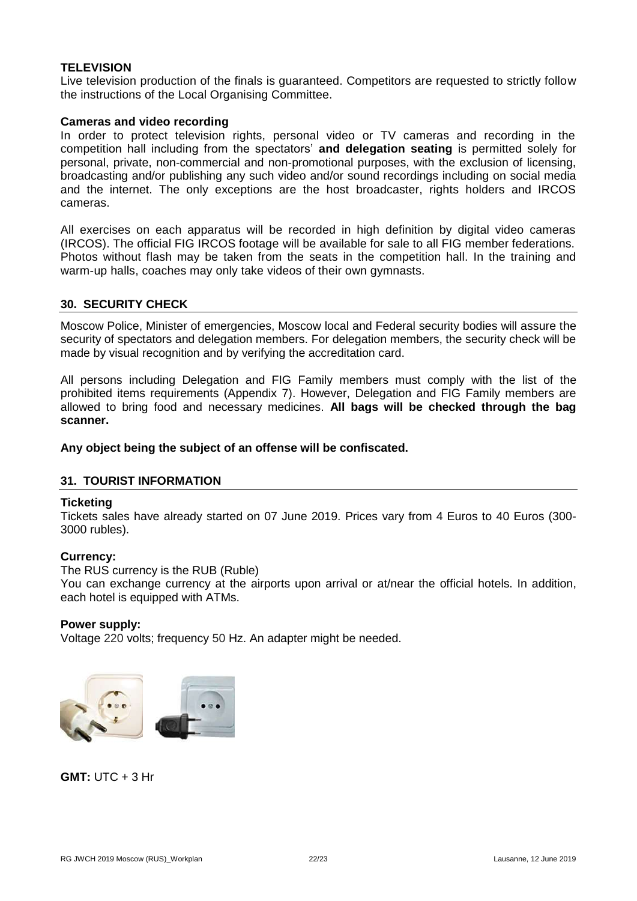### TELEVISION

Live television production of the finals is guaranteed. Competitors are requested to strictly follow the instructions of the Local Organising Committee.

### Cameras and video recording

In order to protect television rights, personal video or TV cameras and recording in the competition hall including from the spectators' **and delegation seating** is permitted solely for personal, private, non-commercial and non-promotional purposes, with the exclusion of licensing, broadcasting and/or publishing any such video and/or sound recordings including on social media and the internet. The only exceptions are the host broadcaster, rights holders and IRCOS cameras.

All exercises on each apparatus will be recorded in high definition by digital video cameras (IRCOS). The official FIG IRCOS footage will be available for sale to all FIG member federations. Photos without flash may be taken from the seats in the competition hall. In the training and warm-up halls, coaches may only take videos of their own gymnasts.

## 30. SECURITY CHECK

Moscow Police, Minister of emergencies, Moscow local and Federal security bodies will assure the security of spectators and delegation members. For delegation members, the security check will be made by visual recognition and by verifying the accreditation card.

All persons including Delegation and FIG Family members must comply with the list of the prohibited items requirements (Appendix 7). However, Delegation and FIG Family members are allowed to bring food and necessary medicines. **All bags will be checked through the bag scanner.**

**Any object being the subject of an offense will be confiscated.**

## 31. TOURIST INFORMATION

### Ticketing

Tickets sales have already started on 07 June 2019. Prices vary from 4 Euros to 40 Euros (300-3000 rubles).

### Currency:

The RUS currency is the RUB (Ruble)
You can exchange currency at the airports upon arrival or at/near the official hotels. In addition, each hotel is equipped with ATMs.

### Power supply:

Voltage 220 volts; frequency 50 Hz. An adapter might be needed.

**GMT:** UTC + 3 Hr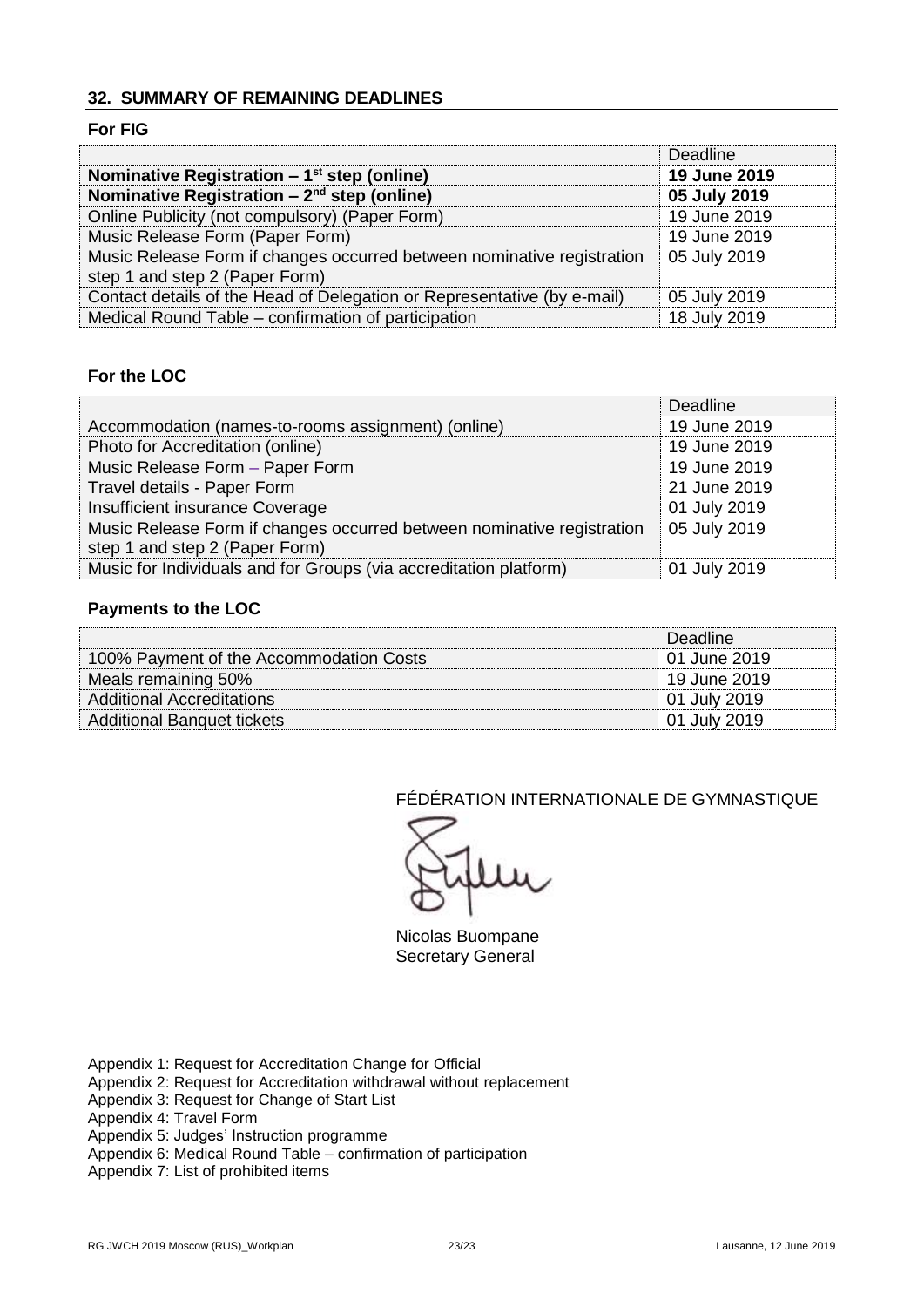## 32. SUMMARY OF REMAINING DEADLINES

### For FIG

| | Deadline |
|---|---|
| **Nominative Registration – 1st step (online)** | **19 June 2019** |
| **Nominative Registration – 2nd step (online)** | **05 July 2019** |
| Online Publicity (not compulsory) (Paper Form) | 19 June 2019 |
| Music Release Form (Paper Form) | 19 June 2019 |
| Music Release Form if changes occurred between nominative registration step 1 and step 2 (Paper Form) | 05 July 2019 |
| Contact details of the Head of Delegation or Representative (by e-mail) | 05 July 2019 |
| Medical Round Table – confirmation of participation | 18 July 2019 |

### For the LOC

| | Deadline |
|---|---|
| Accommodation (names-to-rooms assignment) (online) | 19 June 2019 |
| Photo for Accreditation (online) | 19 June 2019 |
| Music Release Form – Paper Form | 19 June 2019 |
| Travel details - Paper Form | 21 June 2019 |
| Insufficient insurance Coverage | 01 July 2019 |
| Music Release Form if changes occurred between nominative registration step 1 and step 2 (Paper Form) | 05 July 2019 |
| Music for Individuals and for Groups (via accreditation platform) | 01 July 2019 |

### Payments to the LOC

| | Deadline |
|---|---|
| 100% Payment of the Accommodation Costs | 01 June 2019 |
| Meals remaining 50% | 19 June 2019 |
| Additional Accreditations | 01 July 2019 |
| Additional Banquet tickets | 01 July 2019 |

FÉDÉRATION INTERNATIONALE DE GYMNASTIQUE

Nicolas Buompane
Secretary General

Appendix 1: Request for Accreditation Change for Official
Appendix 2: Request for Accreditation withdrawal without replacement
Appendix 3: Request for Change of Start List
Appendix 4: Travel Form
Appendix 5: Judges' Instruction programme
Appendix 6: Medical Round Table – confirmation of participation
Appendix 7: List of prohibited items